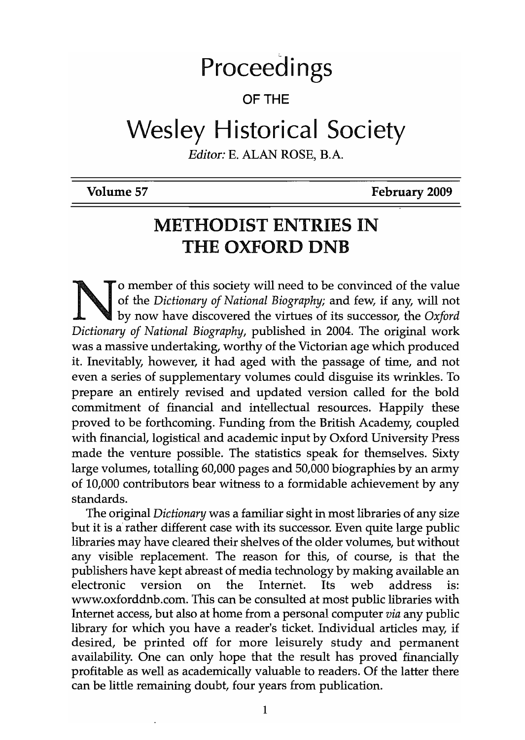# Proceedings

OF THE

# Wesley Historical Society

*Editor:* E. ALAN ROSE, B.A.

**Volume 57** **February 2009**

## METHODIST ENTRIES IN THE OXFORD DNB

No member of this society will need to be convinced of the value of the *Dictionary of National Biography;* and few, if any, will not by now have discovered the virtues of its successor, the *Oxford Dictionary of National Biography*, published in 2004. The original work was a massive undertaking, worthy of the Victorian age which produced it. Inevitably, however, it had aged with the passage of time, and not even a series of supplementary volumes could disguise its wrinkles. To prepare an entirely revised and updated version called for the bold commitment of financial and intellectual resources. Happily these proved to be forthcoming. Funding from the British Academy, coupled with financial, logistical and academic input by Oxford University Press made the venture possible. The statistics speak for themselves. Sixty large volumes, totalling 60,000 pages and 50,000 biographies by an army of 10,000 contributors bear witness to a formidable achievement by any standards.

The original *Dictionary* was a familiar sight in most libraries of any size but it is a rather different case with its successor. Even quite large public libraries may have cleared their shelves of the older volumes, but without any visible replacement. The reason for this, of course, is that the publishers have kept abreast of media technology by making available an electronic version on the Internet. Its web address is: www.oxforddnb.com. This can be consulted at most public libraries with Internet access, but also at home from a personal computer *via* any public library for which you have a reader's ticket. Individual articles may, if desired, be printed off for more leisurely study and permanent availability. One can only hope that the result has proved financially profitable as well as academically valuable to readers. Of the latter there can be little remaining doubt, four years from publication.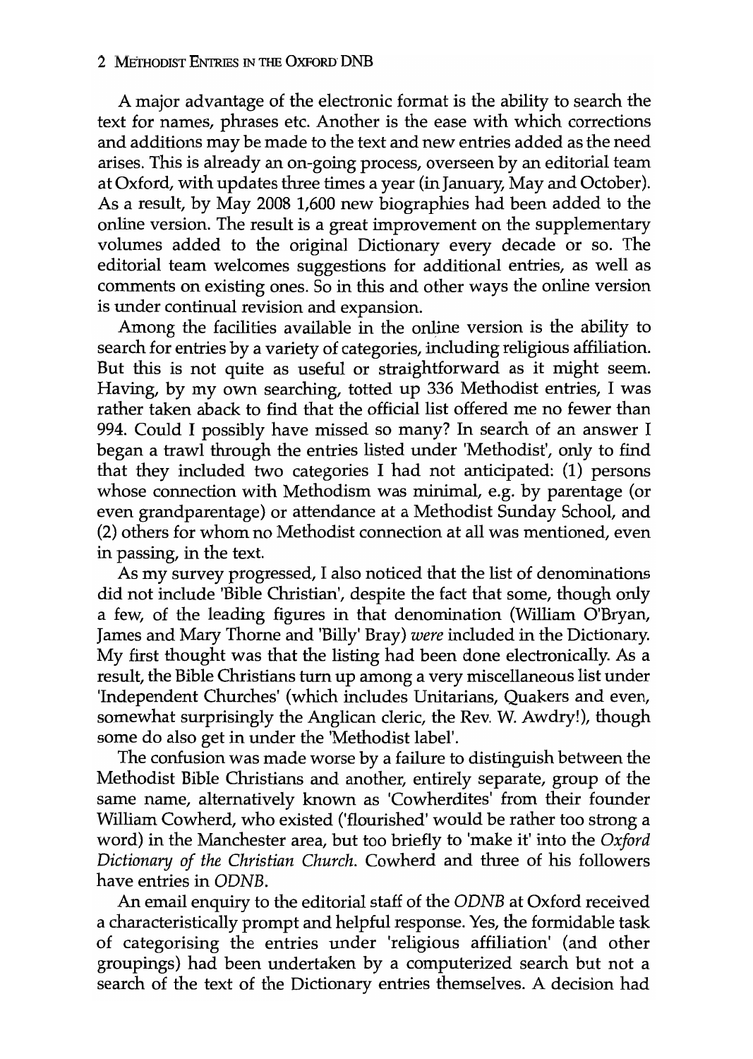A major advantage of the electronic format is the ability to search the text for names, phrases etc. Another is the ease with which corrections and additions may be made to the text and new entries added as the need arises. This is already an on-going process, overseen by an editorial team at Oxford, with updates three times a year (in January, May and October). As a result, by May 2008 1,600 new biographies had been added to the online version. The result is a great improvement on the supplementary volumes added to the original Dictionary every decade or so. The editorial team welcomes suggestions for additional entries, as well as comments on existing ones. So in this and other ways the online version is under continual revision and expansion.

Among the facilities available in the online version is the ability to search for entries by a variety of categories, including religious affiliation. But this is not quite as useful or straightforward as it might seem. Having, by my own searching, totted up 336 Methodist entries, I was rather taken aback to find that the official list offered me no fewer than 994. Could I possibly have missed so many? In search of an answer I began a trawl through the entries listed under 'Methodist', only to find that they included two categories I had not anticipated: (1) persons whose connection with Methodism was minimal, e.g. by parentage (or even grandparentage) or attendance at a Methodist Sunday School, and (2) others for whom no Methodist connection at all was mentioned, even in passing, in the text.

As my survey progressed, I also noticed that the list of denominations did not include 'Bible Christian', despite the fact that some, though only a few, of the leading figures in that denomination (William O'Bryan, James and Mary Thorne and 'Billy' Bray) *were* included in the Dictionary. My first thought was that the listing had been done electronically. As a result, the Bible Christians turn up among a very miscellaneous list under 'Independent Churches' (which includes Unitarians, Quakers and even, somewhat surprisingly the Anglican cleric, the Rev. W. Awdry!), though some do also get in under the 'Methodist label'.

The confusion was made worse by a failure to distinguish between the Methodist Bible Christians and another, entirely separate, group of the same name, alternatively known as 'Cowherdites' from their founder William Cowherd, who existed ('flourished' would be rather too strong a word) in the Manchester area, but too briefly to 'make it' into the *Oxford Dictionary of the Christian Church*. Cowherd and three of his followers have entries in *ODNB*.

An email enquiry to the editorial staff of the *ODNB* at Oxford received a characteristically prompt and helpful response. Yes, the formidable task of categorising the entries under 'religious affiliation' (and other groupings) had been undertaken by a computerized search but not a search of the text of the Dictionary entries themselves. A decision had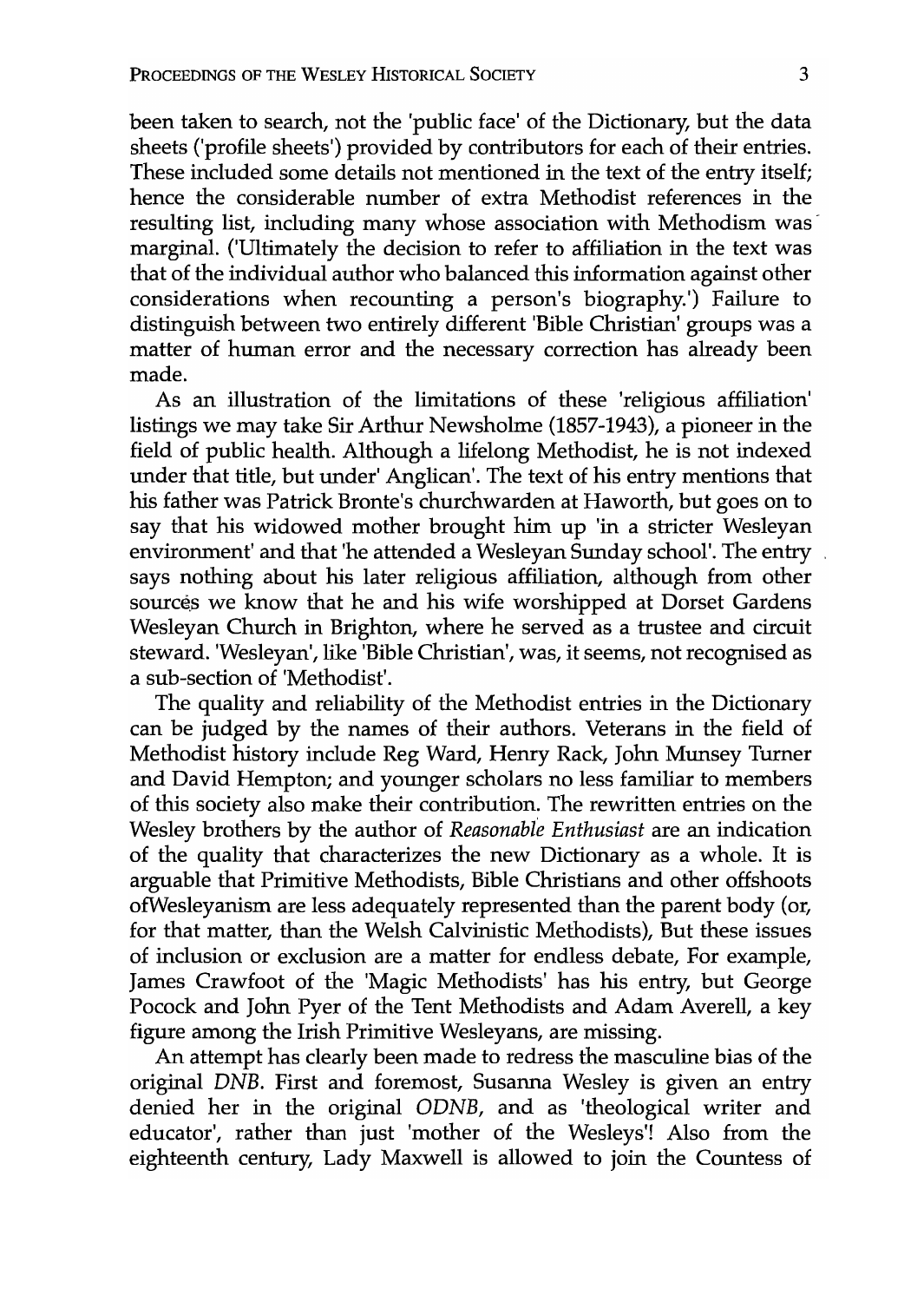been taken to search, not the 'public face' of the Dictionary, but the data sheets ('profile sheets') provided by contributors for each of their entries. These included some details not mentioned in the text of the entry itself; hence the considerable number of extra Methodist references in the resulting list, including many whose association with Methodism was marginal. ('Ultimately the decision to refer to affiliation in the text was that of the individual author who balanced this information against other considerations when recounting a person's biography.') Failure to distinguish between two entirely different 'Bible Christian' groups was a matter of human error and the necessary correction has already been made.

As an illustration of the limitations of these 'religious affiliation' listings we may take Sir Arthur Newsholme (1857-1943), a pioneer in the field of public health. Although a lifelong Methodist, he is not indexed under that title, but under' Anglican'. The text of his entry mentions that his father was Patrick Bronte's churchwarden at Haworth, but goes on to say that his widowed mother brought him up 'in a stricter Wesleyan environment' and that 'he attended a Wesleyan Sunday school'. The entry says nothing about his later religious affiliation, although from other sources we know that he and his wife worshipped at Dorset Gardens Wesleyan Church in Brighton, where he served as a trustee and circuit steward. 'Wesleyan', like 'Bible Christian', was, it seems, not recognised as a sub-section of 'Methodist'.

The quality and reliability of the Methodist entries in the Dictionary can be judged by the names of their authors. Veterans in the field of Methodist history include Reg Ward, Henry Rack, John Munsey Turner and David Hempton; and younger scholars no less familiar to members of this society also make their contribution. The rewritten entries on the Wesley brothers by the author of *Reasonable Enthusiast* are an indication of the quality that characterizes the new Dictionary as a whole. It is arguable that Primitive Methodists, Bible Christians and other offshoots ofWesleyanism are less adequately represented than the parent body (or, for that matter, than the Welsh Calvinistic Methodists), But these issues of inclusion or exclusion are a matter for endless debate, For example, James Crawfoot of the 'Magic Methodists' has his entry, but George Pocock and John Pyer of the Tent Methodists and Adam Averell, a key figure among the Irish Primitive Wesleyans, are missing.

An attempt has clearly been made to redress the masculine bias of the original *DNB*. First and foremost, Susanna Wesley is given an entry denied her in the original *ODNB*, and as 'theological writer and educator', rather than just 'mother of the Wesleys'! Also from the eighteenth century, Lady Maxwell is allowed to join the Countess of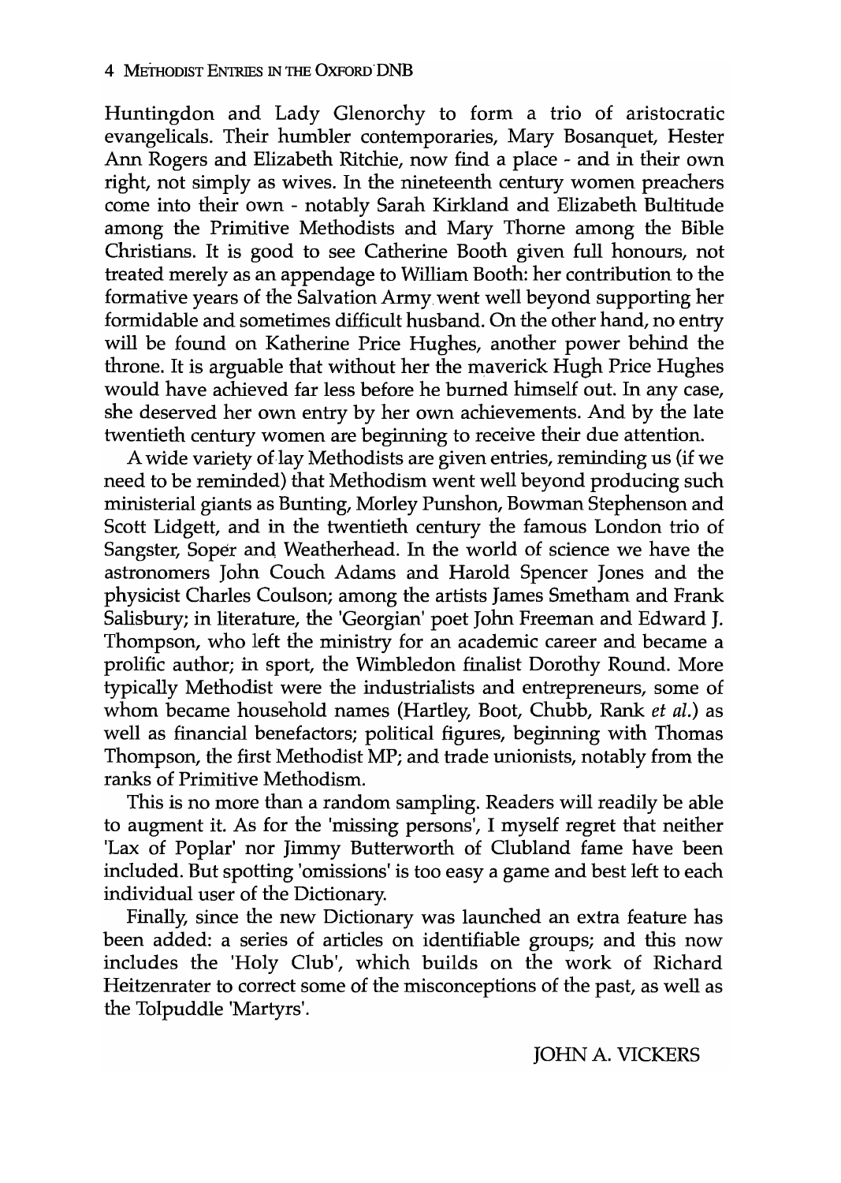Huntingdon and Lady Glenorchy to form a trio of aristocratic evangelicals. Their humbler contemporaries, Mary Bosanquet, Hester Ann Rogers and Elizabeth Ritchie, now find a place - and in their own right, not simply as wives. In the nineteenth century women preachers come into their own - notably Sarah Kirkland and Elizabeth Bultitude among the Primitive Methodists and Mary Thorne among the Bible Christians. It is good to see Catherine Booth given full honours, not treated merely as an appendage to William Booth: her contribution to the formative years of the Salvation Army went well beyond supporting her formidable and sometimes difficult husband. On the other hand, no entry will be found on Katherine Price Hughes, another power behind the throne. It is arguable that without her the maverick Hugh Price Hughes would have achieved far less before he burned himself out. In any case, she deserved her own entry by her own achievements. And by the late twentieth century women are beginning to receive their due attention.

A wide variety of lay Methodists are given entries, reminding us (if we need to be reminded) that Methodism went well beyond producing such ministerial giants as Bunting, Morley Punshon, Bowman Stephenson and Scott Lidgett, and in the twentieth century the famous London trio of Sangster, Soper and Weatherhead. In the world of science we have the astronomers John Couch Adams and Harold Spencer Jones and the physicist Charles Coulson; among the artists James Smetham and Frank Salisbury; in literature, the 'Georgian' poet John Freeman and Edward J. Thompson, who left the ministry for an academic career and became a prolific author; in sport, the Wimbledon finalist Dorothy Round. More typically Methodist were the industrialists and entrepreneurs, some of whom became household names (Hartley, Boot, Chubb, Rank *et al.*) as well as financial benefactors; political figures, beginning with Thomas Thompson, the first Methodist MP; and trade unionists, notably from the ranks of Primitive Methodism.

This is no more than a random sampling. Readers will readily be able to augment it. As for the 'missing persons', I myself regret that neither 'Lax of Poplar' nor Jimmy Butterworth of Clubland fame have been included. But spotting 'omissions' is too easy a game and best left to each individual user of the Dictionary.

Finally, since the new Dictionary was launched an extra feature has been added: a series of articles on identifiable groups; and this now includes the 'Holy Club', which builds on the work of Richard Heitzenrater to correct some of the misconceptions of the past, as well as the Tolpuddle 'Martyrs'.

JOHN A. VICKERS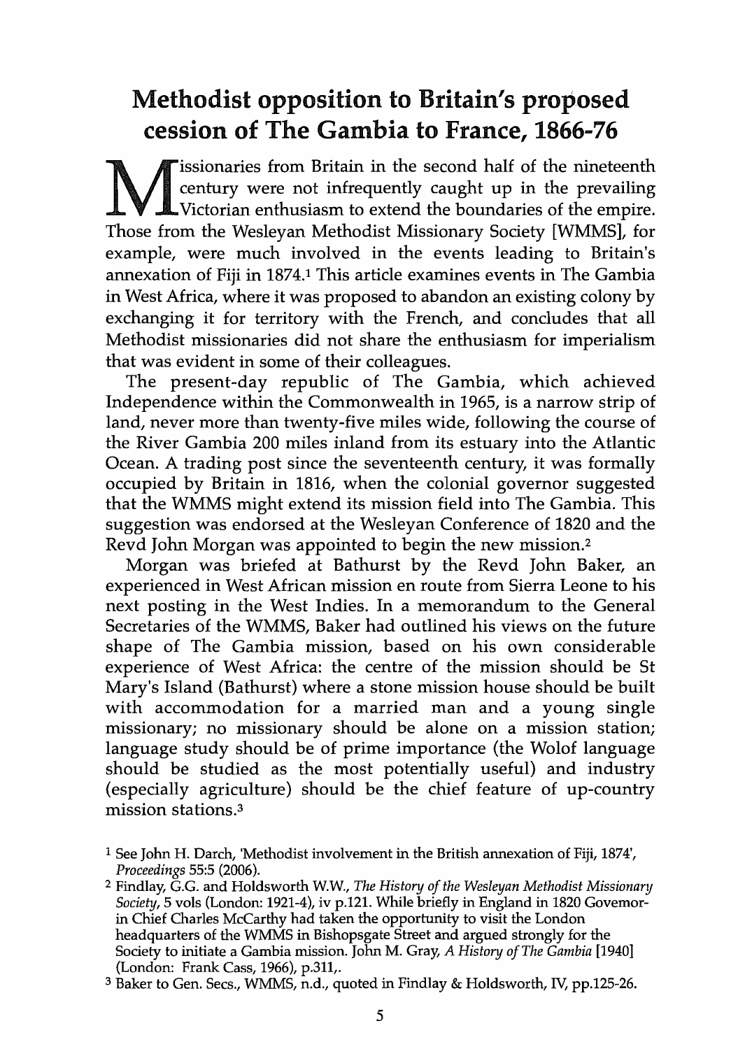# Methodist opposition to Britain's proposed cession of The Gambia to France, 1866-76

Missionaries from Britain in the second half of the nineteenth century were not infrequently caught up in the prevailing Victorian enthusiasm to extend the boundaries of the empire. Those from the Wesleyan Methodist Missionary Society [WMMS], for example, were much involved in the events leading to Britain's annexation of Fiji in 1874.[1] This article examines events in The Gambia in West Africa, where it was proposed to abandon an existing colony by exchanging it for territory with the French, and concludes that all Methodist missionaries did not share the enthusiasm for imperialism that was evident in some of their colleagues.

The present-day republic of The Gambia, which achieved Independence within the Commonwealth in 1965, is a narrow strip of land, never more than twenty-five miles wide, following the course of the River Gambia 200 miles inland from its estuary into the Atlantic Ocean. A trading post since the seventeenth century, it was formally occupied by Britain in 1816, when the colonial governor suggested that the WMMS might extend its mission field into The Gambia. This suggestion was endorsed at the Wesleyan Conference of 1820 and the Revd John Morgan was appointed to begin the new mission.[2]

Morgan was briefed at Bathurst by the Revd John Baker, an experienced in West African mission en route from Sierra Leone to his next posting in the West Indies. In a memorandum to the General Secretaries of the WMMS, Baker had outlined his views on the future shape of The Gambia mission, based on his own considerable experience of West Africa: the centre of the mission should be St Mary's Island (Bathurst) where a stone mission house should be built with accommodation for a married man and a young single missionary; no missionary should be alone on a mission station; language study should be of prime importance (the Wolof language should be studied as the most potentially useful) and industry (especially agriculture) should be the chief feature of up-country mission stations.[3]

[1] See John H. Darch, 'Methodist involvement in the British annexation of Fiji, 1874', *Proceedings* 55:5 (2006).

[2] Findlay, G.G. and Holdsworth W.W., *The History of the Wesleyan Methodist Missionary Society*, 5 vols (London: 1921-4), iv p.121. While briefly in England in 1820 Governor-in Chief Charles McCarthy had taken the opportunity to visit the London headquarters of the WMMS in Bishopsgate Street and argued strongly for the Society to initiate a Gambia mission. John M. Gray, *A History of The Gambia* [1940] (London: Frank Cass, 1966), p.311,.

[3] Baker to Gen. Secs., WMMS, n.d., quoted in Findlay & Holdsworth, IV, pp.125-26.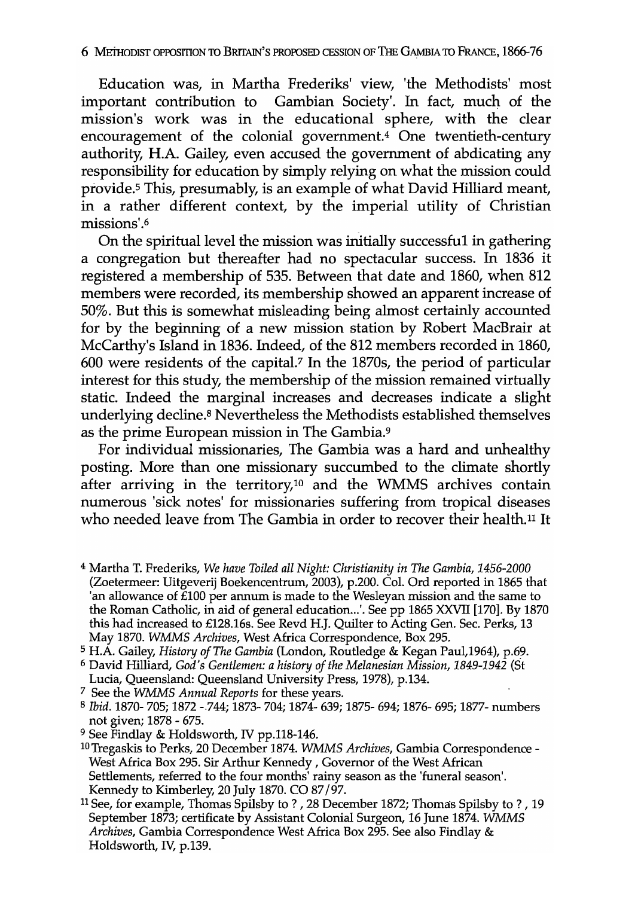Education was, in Martha Frederiks' view, 'the Methodists' most important contribution to Gambian Society'. In fact, much of the mission's work was in the educational sphere, with the clear encouragement of the colonial government.[4] One twentieth-century authority, H.A. Gailey, even accused the government of abdicating any responsibility for education by simply relying on what the mission could provide.[5] This, presumably, is an example of what David Hilliard meant, in a rather different context, by the imperial utility of Christian missions'.[6]

On the spiritual level the mission was initially successful in gathering a congregation but thereafter had no spectacular success. In 1836 it registered a membership of 535. Between that date and 1860, when 812 members were recorded, its membership showed an apparent increase of 50%. But this is somewhat misleading being almost certainly accounted for by the beginning of a new mission station by Robert MacBrair at McCarthy's Island in 1836. Indeed, of the 812 members recorded in 1860, 600 were residents of the capital.[7] In the 1870s, the period of particular interest for this study, the membership of the mission remained virtually static. Indeed the marginal increases and decreases indicate a slight underlying decline.[8] Nevertheless the Methodists established themselves as the prime European mission in The Gambia.[9]

For individual missionaries, The Gambia was a hard and unhealthy posting. More than one missionary succumbed to the climate shortly after arriving in the territory,[10] and the WMMS archives contain numerous 'sick notes' for missionaries suffering from tropical diseases who needed leave from The Gambia in order to recover their health.[11] It

---

[4] Martha T. Frederiks, *We have Toiled all Night: Christianity in The Gambia, 1456-2000* (Zoetermeer: Uitgeverij Boekencentrum, 2003), p.200. Col. Ord reported in 1865 that 'an allowance of £100 per annum is made to the Wesleyan mission and the same to the Roman Catholic, in aid of general education...'. See pp 1865 XXVII [170]. By 1870 this had increased to £128.16s. See Revd H.J. Quilter to Acting Gen. Sec. Perks, 13 May 1870. *WMMS Archives*, West Africa Correspondence, Box 295.

[5] H.A. Gailey, *History of The Gambia* (London, Routledge & Kegan Paul,1964), p.69.

[6] David Hilliard, *God's Gentlemen: a history of the Melanesian Mission, 1849-1942* (St Lucia, Queensland: Queensland University Press, 1978), p.134.

[7] See the *WMMS Annual Reports* for these years.

[8] *Ibid.* 1870- 705; 1872 - 744; 1873- 704; 1874- 639; 1875- 694; 1876- 695; 1877- numbers not given; 1878 - 675.

[9] See Findlay & Holdsworth, IV pp.118-146.

[10] Tregaskis to Perks, 20 December 1874. *WMMS Archives*, Gambia Correspondence - West Africa Box 295. Sir Arthur Kennedy , Governor of the West African Settlements, referred to the four months' rainy season as the 'funeral season'. Kennedy to Kimberley, 20 July 1870. CO 87/97.

[11] See, for example, Thomas Spilsby to ? , 28 December 1872; Thomas Spilsby to ? , 19 September 1873; certificate by Assistant Colonial Surgeon, 16 June 1874. *WMMS Archives*, Gambia Correspondence West Africa Box 295. See also Findlay & Holdsworth, IV, p.139.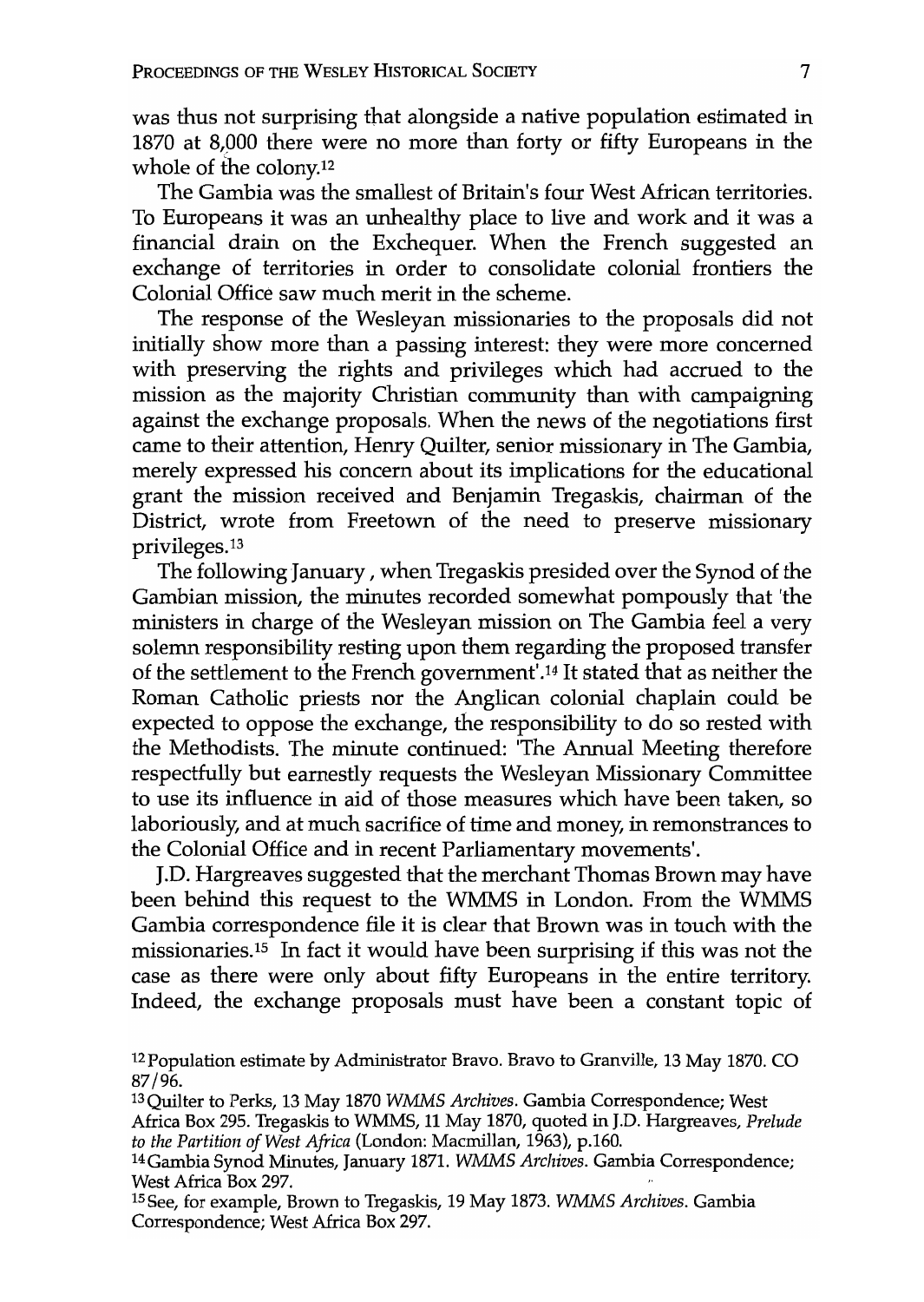was thus not surprising that alongside a native population estimated in 1870 at 8,000 there were no more than forty or fifty Europeans in the whole of the colony.[12]

The Gambia was the smallest of Britain's four West African territories. To Europeans it was an unhealthy place to live and work and it was a financial drain on the Exchequer. When the French suggested an exchange of territories in order to consolidate colonial frontiers the Colonial Office saw much merit in the scheme.

The response of the Wesleyan missionaries to the proposals did not initially show more than a passing interest: they were more concerned with preserving the rights and privileges which had accrued to the mission as the majority Christian community than with campaigning against the exchange proposals. When the news of the negotiations first came to their attention, Henry Quilter, senior missionary in The Gambia, merely expressed his concern about its implications for the educational grant the mission received and Benjamin Tregaskis, chairman of the District, wrote from Freetown of the need to preserve missionary privileges.[13]

The following January, when Tregaskis presided over the Synod of the Gambian mission, the minutes recorded somewhat pompously that 'the ministers in charge of the Wesleyan mission on The Gambia feel a very solemn responsibility resting upon them regarding the proposed transfer of the settlement to the French government'.[14] It stated that as neither the Roman Catholic priests nor the Anglican colonial chaplain could be expected to oppose the exchange, the responsibility to do so rested with the Methodists. The minute continued: 'The Annual Meeting therefore respectfully but earnestly requests the Wesleyan Missionary Committee to use its influence in aid of those measures which have been taken, so laboriously, and at much sacrifice of time and money, in remonstrances to the Colonial Office and in recent Parliamentary movements'.

J.D. Hargreaves suggested that the merchant Thomas Brown may have been behind this request to the WMMS in London. From the WMMS Gambia correspondence file it is clear that Brown was in touch with the missionaries.[15] In fact it would have been surprising if this was not the case as there were only about fifty Europeans in the entire territory. Indeed, the exchange proposals must have been a constant topic of

[12] Population estimate by Administrator Bravo. Bravo to Granville, 13 May 1870. CO 87/96.

[13] Quilter to Perks, 13 May 1870 *WMMS Archives*. Gambia Correspondence; West Africa Box 295. Tregaskis to WMMS, 11 May 1870, quoted in J.D. Hargreaves, *Prelude to the Partition of West Africa* (London: Macmillan, 1963), p.160.

[14] Gambia Synod Minutes, January 1871. *WMMS Archives*. Gambia Correspondence; West Africa Box 297.

[15] See, for example, Brown to Tregaskis, 19 May 1873. *WMMS Archives*. Gambia Correspondence; West Africa Box 297.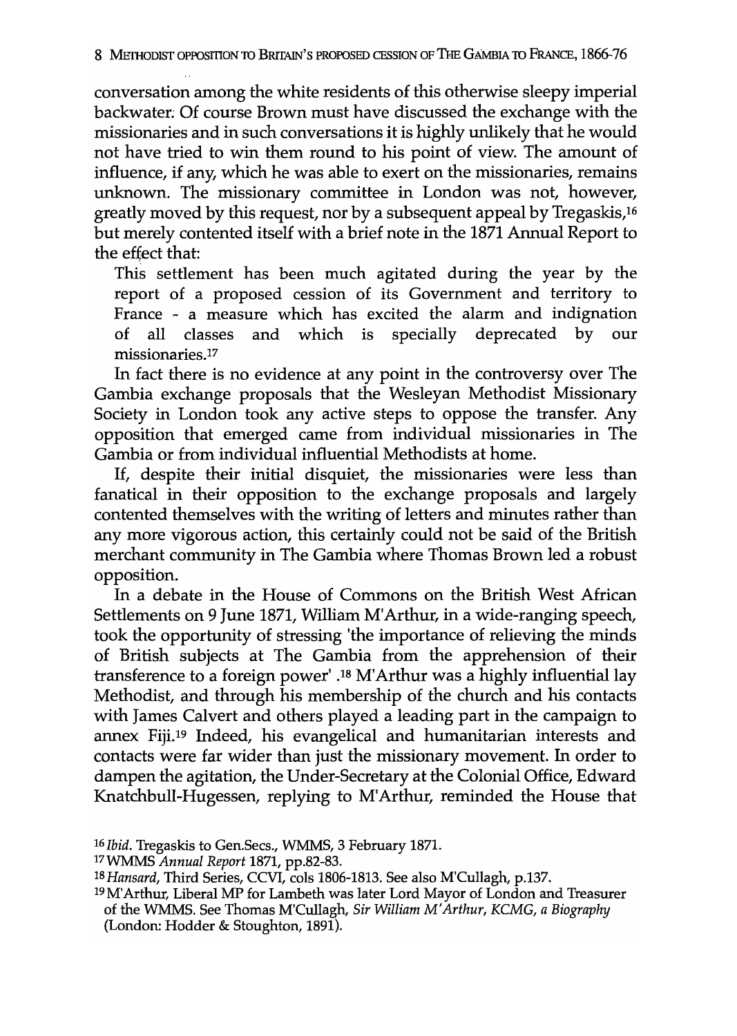conversation among the white residents of this otherwise sleepy imperial backwater. Of course Brown must have discussed the exchange with the missionaries and in such conversations it is highly unlikely that he would not have tried to win them round to his point of view. The amount of influence, if any, which he was able to exert on the missionaries, remains unknown. The missionary committee in London was not, however, greatly moved by this request, nor by a subsequent appeal by Tregaskis,[16] but merely contented itself with a brief note in the 1871 Annual Report to the effect that:

> This settlement has been much agitated during the year by the report of a proposed cession of its Government and territory to France - a measure which has excited the alarm and indignation of all classes and which is specially deprecated by our missionaries.[17]

In fact there is no evidence at any point in the controversy over The Gambia exchange proposals that the Wesleyan Methodist Missionary Society in London took any active steps to oppose the transfer. Any opposition that emerged came from individual missionaries in The Gambia or from individual influential Methodists at home.

If, despite their initial disquiet, the missionaries were less than fanatical in their opposition to the exchange proposals and largely contented themselves with the writing of letters and minutes rather than any more vigorous action, this certainly could not be said of the British merchant community in The Gambia where Thomas Brown led a robust opposition.

In a debate in the House of Commons on the British West African Settlements on 9 June 1871, William M'Arthur, in a wide-ranging speech, took the opportunity of stressing 'the importance of relieving the minds of British subjects at The Gambia from the apprehension of their transference to a foreign power'.[18] M'Arthur was a highly influential lay Methodist, and through his membership of the church and his contacts with James Calvert and others played a leading part in the campaign to annex Fiji.[19] Indeed, his evangelical and humanitarian interests and contacts were far wider than just the missionary movement. In order to dampen the agitation, the Under-Secretary at the Colonial Office, Edward Knatchbull-Hugessen, replying to M'Arthur, reminded the House that

---

[16] *Ibid.* Tregaskis to Gen.Secs., WMMS, 3 February 1871.

[17] WMMS *Annual Report* 1871, pp.82-83.

[18] *Hansard*, Third Series, CCVI, cols 1806-1813. See also M'Cullagh, p.137.

[19] M'Arthur, Liberal MP for Lambeth was later Lord Mayor of London and Treasurer of the WMMS. See Thomas M'Cullagh, *Sir William M'Arthur, KCMG, a Biography* (London: Hodder & Stoughton, 1891).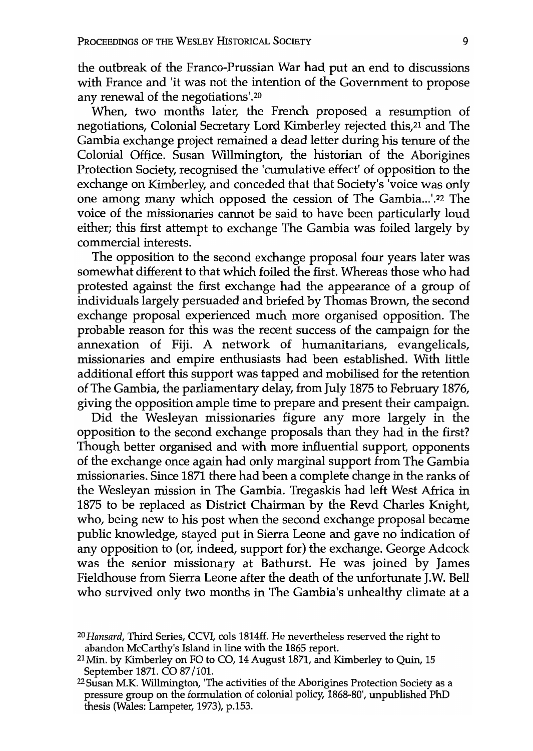the outbreak of the Franco-Prussian War had put an end to discussions with France and 'it was not the intention of the Government to propose any renewal of the negotiations'.[20]

When, two months later, the French proposed a resumption of negotiations, Colonial Secretary Lord Kimberley rejected this,[21] and The Gambia exchange project remained a dead letter during his tenure of the Colonial Office. Susan Willmington, the historian of the Aborigines Protection Society, recognised the 'cumulative effect' of opposition to the exchange on Kimberley, and conceded that that Society's 'voice was only one among many which opposed the cession of The Gambia...'.[22] The voice of the missionaries cannot be said to have been particularly loud either; this first attempt to exchange The Gambia was foiled largely by commercial interests.

The opposition to the second exchange proposal four years later was somewhat different to that which foiled the first. Whereas those who had protested against the first exchange had the appearance of a group of individuals largely persuaded and briefed by Thomas Brown, the second exchange proposal experienced much more organised opposition. The probable reason for this was the recent success of the campaign for the annexation of Fiji. A network of humanitarians, evangelicals, missionaries and empire enthusiasts had been established. With little additional effort this support was tapped and mobilised for the retention of The Gambia, the parliamentary delay, from July 1875 to February 1876, giving the opposition ample time to prepare and present their campaign.

Did the Wesleyan missionaries figure any more largely in the opposition to the second exchange proposals than they had in the first? Though better organised and with more influential support, opponents of the exchange once again had only marginal support from The Gambia missionaries. Since 1871 there had been a complete change in the ranks of the Wesleyan mission in The Gambia. Tregaskis had left West Africa in 1875 to be replaced as District Chairman by the Revd Charles Knight, who, being new to his post when the second exchange proposal became public knowledge, stayed put in Sierra Leone and gave no indication of any opposition to (or, indeed, support for) the exchange. George Adcock was the senior missionary at Bathurst. He was joined by James Fieldhouse from Sierra Leone after the death of the unfortunate J.W. Bell who survived only two months in The Gambia's unhealthy climate at a

[20] *Hansard*, Third Series, CCVI, cols 1814ff. He nevertheless reserved the right to abandon McCarthy's Island in line with the 1865 report.

[21] Min. by Kimberley on FO to CO, 14 August 1871, and Kimberley to Quin, 15 September 1871. CO 87/101.

[22] Susan M.K. Willmington, 'The activities of the Aborigines Protection Society as a pressure group on the formulation of colonial policy, 1868-80', unpublished PhD thesis (Wales: Lampeter, 1973), p.153.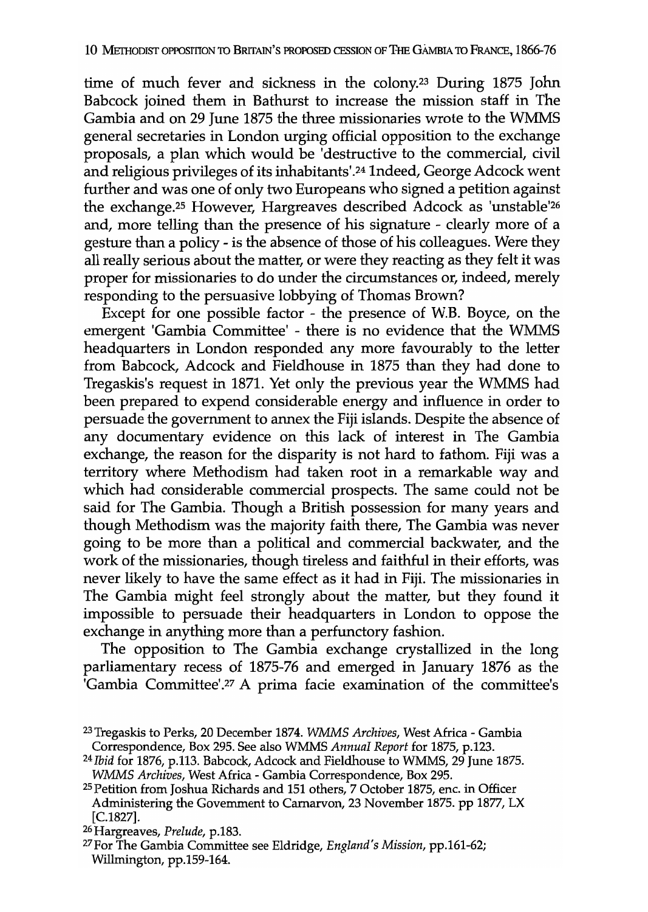time of much fever and sickness in the colony.[23] During 1875 John Babcock joined them in Bathurst to increase the mission staff in The Gambia and on 29 June 1875 the three missionaries wrote to the WMMS general secretaries in London urging official opposition to the exchange proposals, a plan which would be 'destructive to the commercial, civil and religious privileges of its inhabitants'.[24] Indeed, George Adcock went further and was one of only two Europeans who signed a petition against the exchange.[25] However, Hargreaves described Adcock as 'unstable'[26] and, more telling than the presence of his signature - clearly more of a gesture than a policy - is the absence of those of his colleagues. Were they all really serious about the matter, or were they reacting as they felt it was proper for missionaries to do under the circumstances or, indeed, merely responding to the persuasive lobbying of Thomas Brown?

Except for one possible factor - the presence of W.B. Boyce, on the emergent 'Gambia Committee' - there is no evidence that the WMMS headquarters in London responded any more favourably to the letter from Babcock, Adcock and Fieldhouse in 1875 than they had done to Tregaskis's request in 1871. Yet only the previous year the WMMS had been prepared to expend considerable energy and influence in order to persuade the government to annex the Fiji islands. Despite the absence of any documentary evidence on this lack of interest in The Gambia exchange, the reason for the disparity is not hard to fathom. Fiji was a territory where Methodism had taken root in a remarkable way and which had considerable commercial prospects. The same could not be said for The Gambia. Though a British possession for many years and though Methodism was the majority faith there, The Gambia was never going to be more than a political and commercial backwater, and the work of the missionaries, though tireless and faithful in their efforts, was never likely to have the same effect as it had in Fiji. The missionaries in The Gambia might feel strongly about the matter, but they found it impossible to persuade their headquarters in London to oppose the exchange in anything more than a perfunctory fashion.

The opposition to The Gambia exchange crystallized in the long parliamentary recess of 1875-76 and emerged in January 1876 as the 'Gambia Committee'.[27] A prima facie examination of the committee's

[23] Tregaskis to Perks, 20 December 1874. *WMMS Archives*, West Africa - Gambia Correspondence, Box 295. See also WMMS *Annual Report* for 1875, p.123.

[24] *Ibid* for 1876, p.113. Babcock, Adcock and Fieldhouse to WMMS, 29 June 1875. *WMMS Archives*, West Africa - Gambia Correspondence, Box 295.

[25] Petition from Joshua Richards and 151 others, 7 October 1875, enc. in Officer Administering the Government to Carnarvon, 23 November 1875. pp 1877, LX [C.1827].

[26] Hargreaves, *Prelude*, p.183.

[27] For The Gambia Committee see Eldridge, *England's Mission*, pp.161-62; Willmington, pp.159-164.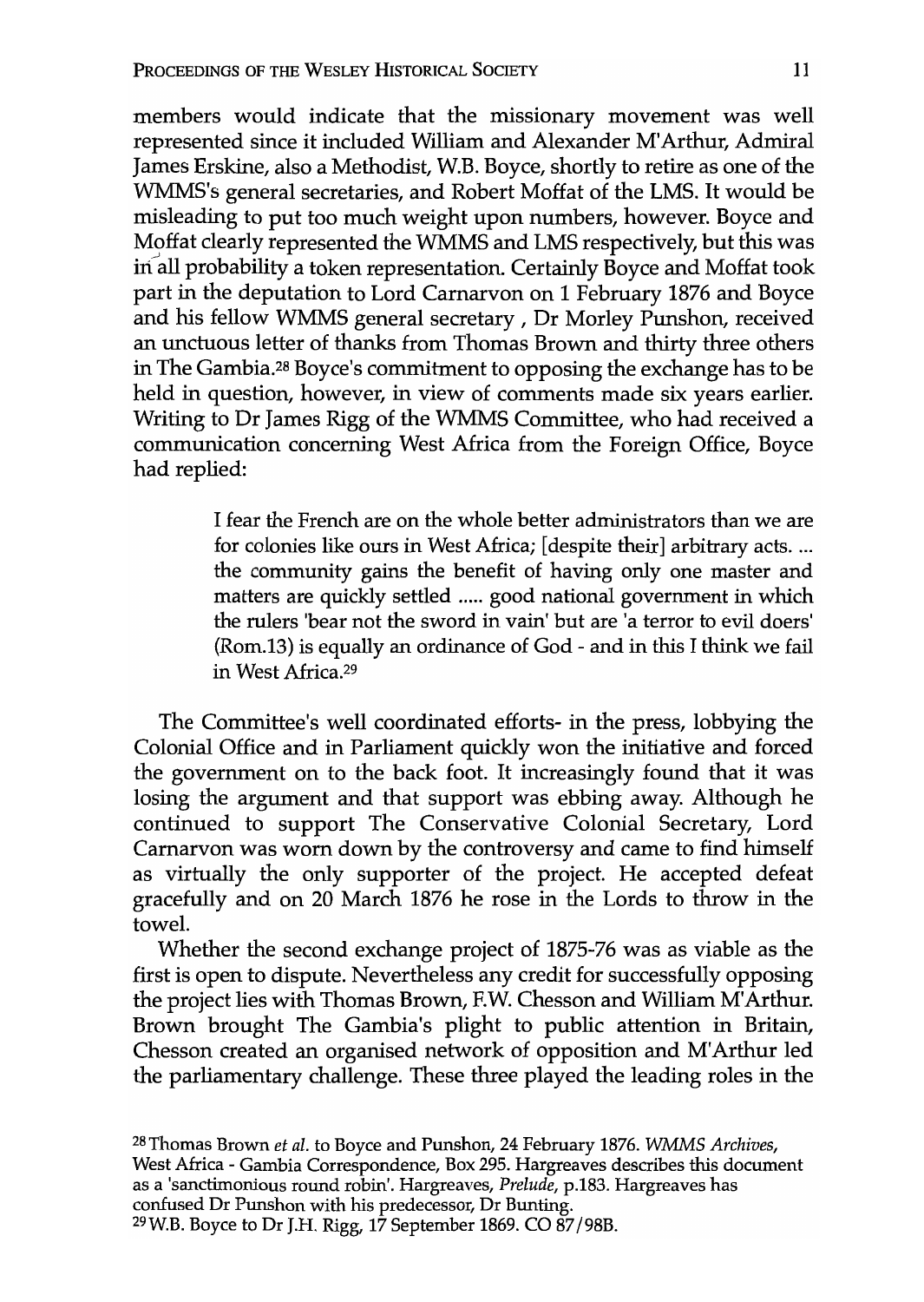members would indicate that the missionary movement was well represented since it included William and Alexander M'Arthur, Admiral James Erskine, also a Methodist, W.B. Boyce, shortly to retire as one of the WMMS's general secretaries, and Robert Moffat of the LMS. It would be misleading to put too much weight upon numbers, however. Boyce and Moffat clearly represented the WMMS and LMS respectively, but this was in all probability a token representation. Certainly Boyce and Moffat took part in the deputation to Lord Carnarvon on 1 February 1876 and Boyce and his fellow WMMS general secretary , Dr Morley Punshon, received an unctuous letter of thanks from Thomas Brown and thirty three others in The Gambia.[28] Boyce's commitment to opposing the exchange has to be held in question, however, in view of comments made six years earlier. Writing to Dr James Rigg of the WMMS Committee, who had received a communication concerning West Africa from the Foreign Office, Boyce had replied:

> I fear the French are on the whole better administrators than we are for colonies like ours in West Africa; [despite their] arbitrary acts. ... the community gains the benefit of having only one master and matters are quickly settled ..... good national government in which the rulers 'bear not the sword in vain' but are 'a terror to evil doers' (Rom.13) is equally an ordinance of God - and in this I think we fail in West Africa.[29]

The Committee's well coordinated efforts- in the press, lobbying the Colonial Office and in Parliament quickly won the initiative and forced the government on to the back foot. It increasingly found that it was losing the argument and that support was ebbing away. Although he continued to support The Conservative Colonial Secretary, Lord Carnarvon was worn down by the controversy and came to find himself as virtually the only supporter of the project. He accepted defeat gracefully and on 20 March 1876 he rose in the Lords to throw in the towel.

Whether the second exchange project of 1875-76 was as viable as the first is open to dispute. Nevertheless any credit for successfully opposing the project lies with Thomas Brown, F.W. Chesson and William M'Arthur. Brown brought The Gambia's plight to public attention in Britain, Chesson created an organised network of opposition and M'Arthur led the parliamentary challenge. These three played the leading roles in the

---

[28] Thomas Brown *et al.* to Boyce and Punshon, 24 February 1876. *WMMS Archives*, West Africa - Gambia Correspondence, Box 295. Hargreaves describes this document as a 'sanctimonious round robin'. Hargreaves, *Prelude*, p.183. Hargreaves has confused Dr Punshon with his predecessor, Dr Bunting.

[29] W.B. Boyce to Dr J.H. Rigg, 17 September 1869. CO 87/98B.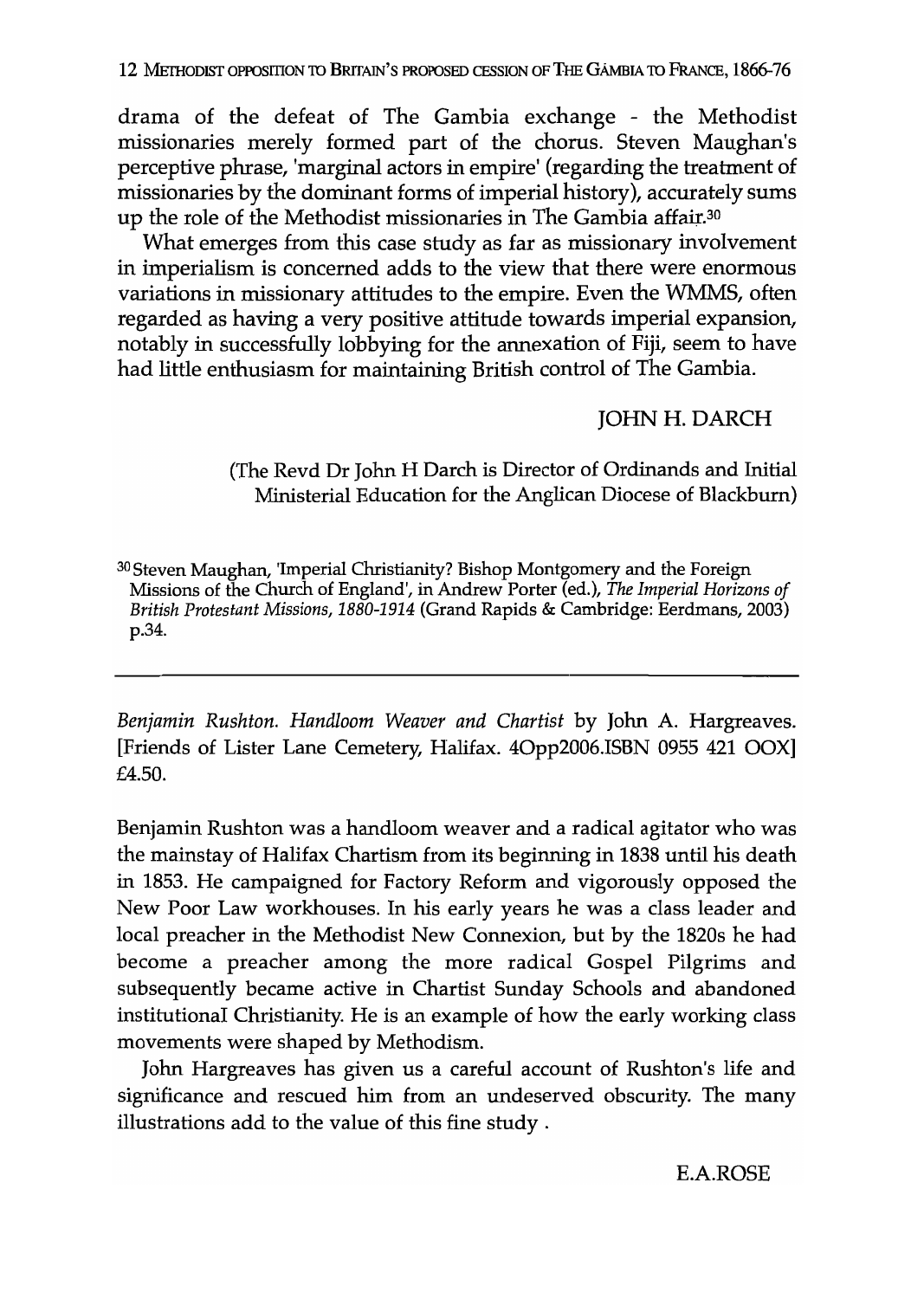drama of the defeat of The Gambia exchange - the Methodist missionaries merely formed part of the chorus. Steven Maughan's perceptive phrase, 'marginal actors in empire' (regarding the treatment of missionaries by the dominant forms of imperial history), accurately sums up the role of the Methodist missionaries in The Gambia affair.[30]

What emerges from this case study as far as missionary involvement in imperialism is concerned adds to the view that there were enormous variations in missionary attitudes to the empire. Even the WMMS, often regarded as having a very positive attitude towards imperial expansion, notably in successfully lobbying for the annexation of Fiji, seem to have had little enthusiasm for maintaining British control of The Gambia.

JOHN H. DARCH

(The Revd Dr John H Darch is Director of Ordinands and Initial Ministerial Education for the Anglican Diocese of Blackburn)

[30] Steven Maughan, 'Imperial Christianity? Bishop Montgomery and the Foreign Missions of the Church of England', in Andrew Porter (ed.), *The Imperial Horizons of British Protestant Missions, 1880-1914* (Grand Rapids & Cambridge: Eerdmans, 2003) p.34.

---

*Benjamin Rushton. Handloom Weaver and Chartist* by John A. Hargreaves. [Friends of Lister Lane Cemetery, Halifax. 40pp2006.ISBN 0955 421 00X] £4.50.

Benjamin Rushton was a handloom weaver and a radical agitator who was the mainstay of Halifax Chartism from its beginning in 1838 until his death in 1853. He campaigned for Factory Reform and vigorously opposed the New Poor Law workhouses. In his early years he was a class leader and local preacher in the Methodist New Connexion, but by the 1820s he had become a preacher among the more radical Gospel Pilgrims and subsequently became active in Chartist Sunday Schools and abandoned institutional Christianity. He is an example of how the early working class movements were shaped by Methodism.

John Hargreaves has given us a careful account of Rushton's life and significance and rescued him from an undeserved obscurity. The many illustrations add to the value of this fine study .

E.A.ROSE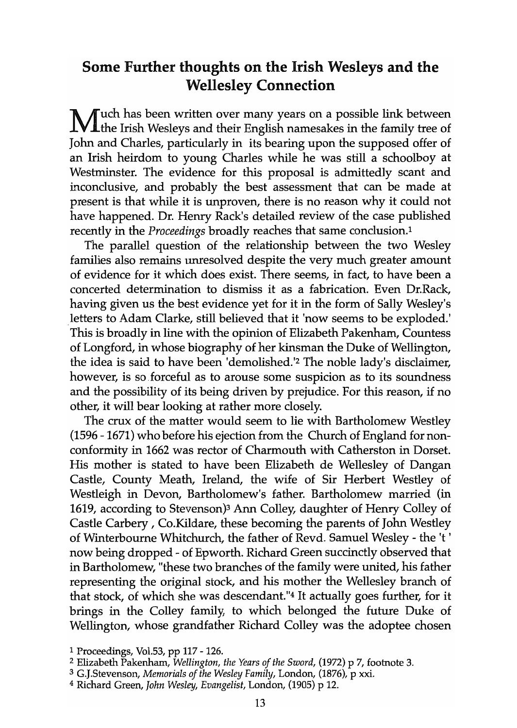## Some Further thoughts on the Irish Wesleys and the Wellesley Connection

Much has been written over many years on a possible link between the Irish Wesleys and their English namesakes in the family tree of John and Charles, particularly in its bearing upon the supposed offer of an Irish heirdom to young Charles while he was still a schoolboy at Westminster. The evidence for this proposal is admittedly scant and inconclusive, and probably the best assessment that can be made at present is that while it is unproven, there is no reason why it could not have happened. Dr. Henry Rack's detailed review of the case published recently in the *Proceedings* broadly reaches that same conclusion.[1]

The parallel question of the relationship between the two Wesley families also remains unresolved despite the very much greater amount of evidence for it which does exist. There seems, in fact, to have been a concerted determination to dismiss it as a fabrication. Even Dr.Rack, having given us the best evidence yet for it in the form of Sally Wesley's letters to Adam Clarke, still believed that it 'now seems to be exploded.' This is broadly in line with the opinion of Elizabeth Pakenham, Countess of Longford, in whose biography of her kinsman the Duke of Wellington, the idea is said to have been 'demolished.'[2] The noble lady's disclaimer, however, is so forceful as to arouse some suspicion as to its soundness and the possibility of its being driven by prejudice. For this reason, if no other, it will bear looking at rather more closely.

The crux of the matter would seem to lie with Bartholomew Westley (1596 - 1671) who before his ejection from the Church of England for non-conformity in 1662 was rector of Charmouth with Catherston in Dorset. His mother is stated to have been Elizabeth de Wellesley of Dangan Castle, County Meath, Ireland, the wife of Sir Herbert Westley of Westleigh in Devon, Bartholomew's father. Bartholomew married (in 1619, according to Stevenson)[3] Ann Colley, daughter of Henry Colley of Castle Carbery , Co.Kildare, these becoming the parents of John Westley of Winterbourne Whitchurch, the father of Revd. Samuel Wesley - the 't ' now being dropped - of Epworth. Richard Green succinctly observed that in Bartholomew, "these two branches of the family were united, his father representing the original stock, and his mother the Wellesley branch of that stock, of which she was descendant."[4] It actually goes further, for it brings in the Colley family, to which belonged the future Duke of Wellington, whose grandfather Richard Colley was the adoptee chosen

[1] Proceedings, Vol.53, pp 117 - 126.

[2] Elizabeth Pakenham, *Wellington, the Years of the Sword*, (1972) p 7, footnote 3.

[3] G.J.Stevenson, *Memorials of the Wesley Family*, London, (1876), p xxi.

[4] Richard Green, *John Wesley, Evangelist*, London, (1905) p 12.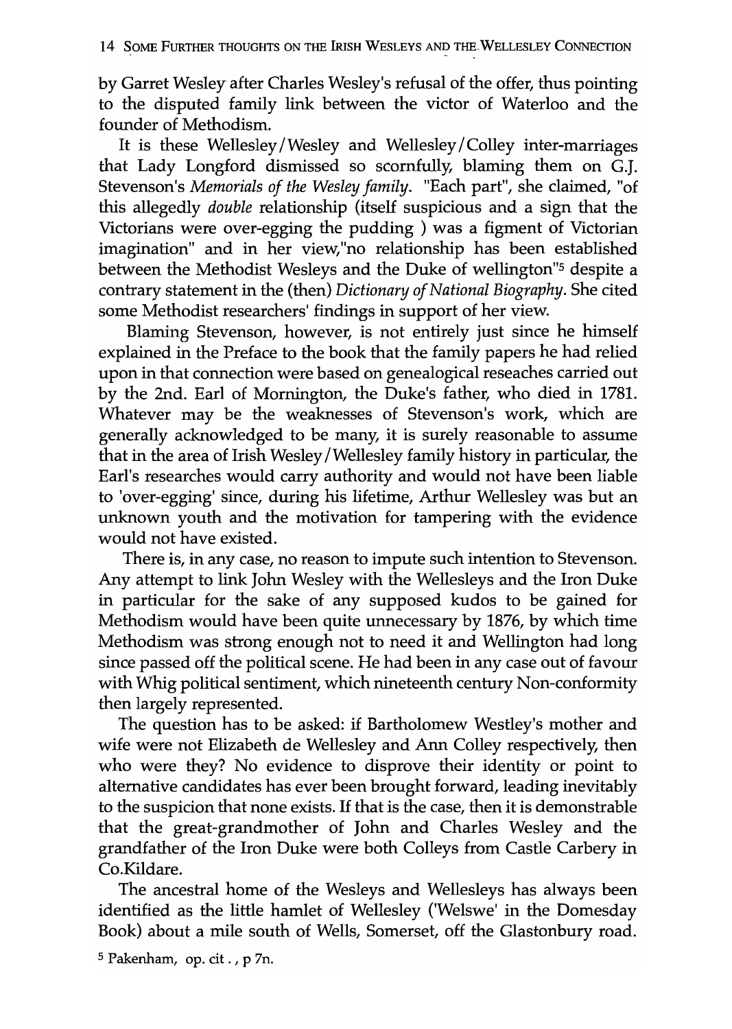by Garret Wesley after Charles Wesley's refusal of the offer, thus pointing to the disputed family link between the victor of Waterloo and the founder of Methodism.

It is these Wellesley/Wesley and Wellesley/Colley inter-marriages that Lady Longford dismissed so scornfully, blaming them on G.J. Stevenson's *Memorials of the Wesley family*. "Each part", she claimed, "of this allegedly *double* relationship (itself suspicious and a sign that the Victorians were over-egging the pudding ) was a figment of Victorian imagination" and in her view,"no relationship has been established between the Methodist Wesleys and the Duke of wellington"[5] despite a contrary statement in the (then) *Dictionary of National Biography*. She cited some Methodist researchers' findings in support of her view.

Blaming Stevenson, however, is not entirely just since he himself explained in the Preface to the book that the family papers he had relied upon in that connection were based on genealogical reseaches carried out by the 2nd. Earl of Mornington, the Duke's father, who died in 1781. Whatever may be the weaknesses of Stevenson's work, which are generally acknowledged to be many, it is surely reasonable to assume that in the area of Irish Wesley / Wellesley family history in particular, the Earl's researches would carry authority and would not have been liable to 'over-egging' since, during his lifetime, Arthur Wellesley was but an unknown youth and the motivation for tampering with the evidence would not have existed.

There is, in any case, no reason to impute such intention to Stevenson. Any attempt to link John Wesley with the Wellesleys and the Iron Duke in particular for the sake of any supposed kudos to be gained for Methodism would have been quite unnecessary by 1876, by which time Methodism was strong enough not to need it and Wellington had long since passed off the political scene. He had been in any case out of favour with Whig political sentiment, which nineteenth century Non-conformity then largely represented.

The question has to be asked: if Bartholomew Westley's mother and wife were not Elizabeth de Wellesley and Ann Colley respectively, then who were they? No evidence to disprove their identity or point to alternative candidates has ever been brought forward, leading inevitably to the suspicion that none exists. If that is the case, then it is demonstrable that the great-grandmother of John and Charles Wesley and the grandfather of the Iron Duke were both Colleys from Castle Carbery in Co.Kildare.

The ancestral home of the Wesleys and Wellesleys has always been identified as the little hamlet of Wellesley ('Welswe' in the Domesday Book) about a mile south of Wells, Somerset, off the Glastonbury road.

[5] Pakenham, op. cit., p 7n.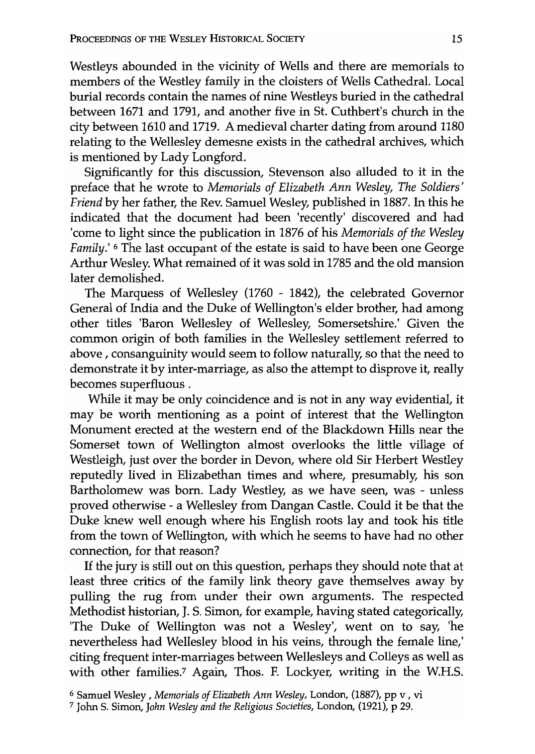Westleys abounded in the vicinity of Wells and there are memorials to members of the Westley family in the cloisters of Wells Cathedral. Local burial records contain the names of nine Westleys buried in the cathedral between 1671 and 1791, and another five in St. Cuthbert's church in the city between 1610 and 1719. A medieval charter dating from around 1180 relating to the Wellesley demesne exists in the cathedral archives, which is mentioned by Lady Longford.

Significantly for this discussion, Stevenson also alluded to it in the preface that he wrote to *Memorials of Elizabeth Ann Wesley, The Soldiers' Friend* by her father, the Rev. Samuel Wesley, published in 1887. In this he indicated that the document had been 'recently' discovered and had 'come to light since the publication in 1876 of his *Memorials of the Wesley Family*.' [6] The last occupant of the estate is said to have been one George Arthur Wesley. What remained of it was sold in 1785 and the old mansion later demolished.

The Marquess of Wellesley (1760 - 1842), the celebrated Governor General of India and the Duke of Wellington's elder brother, had among other titles 'Baron Wellesley of Wellesley, Somersetshire.' Given the common origin of both families in the Wellesley settlement referred to above, consanguinity would seem to follow naturally, so that the need to demonstrate it by inter-marriage, as also the attempt to disprove it, really becomes superfluous.

While it may be only coincidence and is not in any way evidential, it may be worth mentioning as a point of interest that the Wellington Monument erected at the western end of the Blackdown Hills near the Somerset town of Wellington almost overlooks the little village of Westleigh, just over the border in Devon, where old Sir Herbert Westley reputedly lived in Elizabethan times and where, presumably, his son Bartholomew was born. Lady Westley, as we have seen, was - unless proved otherwise - a Wellesley from Dangan Castle. Could it be that the Duke knew well enough where his English roots lay and took his title from the town of Wellington, with which he seems to have had no other connection, for that reason?

If the jury is still out on this question, perhaps they should note that at least three critics of the family link theory gave themselves away by pulling the rug from under their own arguments. The respected Methodist historian, J. S. Simon, for example, having stated categorically, 'The Duke of Wellington was not a Wesley', went on to say, 'he nevertheless had Wellesley blood in his veins, through the female line,' citing frequent inter-marriages between Wellesleys and Colleys as well as with other families.[7] Again, Thos. F. Lockyer, writing in the W.H.S.

[6] Samuel Wesley, *Memorials of Elizabeth Ann Wesley*, London, (1887), pp v, vi

[7] John S. Simon, *John Wesley and the Religious Societies*, London, (1921), p 29.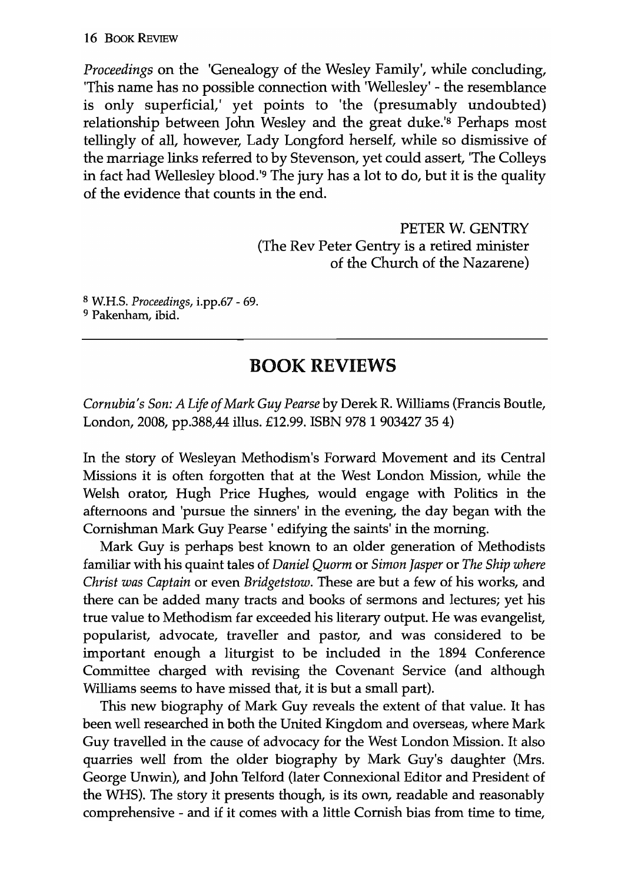*Proceedings* on the 'Genealogy of the Wesley Family', while concluding, 'This name has no possible connection with 'Wellesley' - the resemblance is only superficial,' yet points to 'the (presumably undoubted) relationship between John Wesley and the great duke.'[8] Perhaps most tellingly of all, however, Lady Longford herself, while so dismissive of the marriage links referred to by Stevenson, yet could assert, 'The Colleys in fact had Wellesley blood.'[9] The jury has a lot to do, but it is the quality of the evidence that counts in the end.

PETER W. GENTRY
(The Rev Peter Gentry is a retired minister of the Church of the Nazarene)

[8] W.H.S. *Proceedings*, i.pp.67 - 69.
[9] Pakenham, ibid.

---

## BOOK REVIEWS

*Cornubia's Son: A Life of Mark Guy Pearse* by Derek R. Williams (Francis Boutle, London, 2008, pp.388,44 illus. £12.99. ISBN 978 1 903427 35 4)

In the story of Wesleyan Methodism's Forward Movement and its Central Missions it is often forgotten that at the West London Mission, while the Welsh orator, Hugh Price Hughes, would engage with Politics in the afternoons and 'pursue the sinners' in the evening, the day began with the Cornishman Mark Guy Pearse ' edifying the saints' in the morning.

Mark Guy is perhaps best known to an older generation of Methodists familiar with his quaint tales of *Daniel Quorm* or *Simon Jasper* or *The Ship where Christ was Captain* or even *Bridgetstow*. These are but a few of his works, and there can be added many tracts and books of sermons and lectures; yet his true value to Methodism far exceeded his literary output. He was evangelist, popularist, advocate, traveller and pastor, and was considered to be important enough a liturgist to be included in the 1894 Conference Committee charged with revising the Covenant Service (and although Williams seems to have missed that, it is but a small part).

This new biography of Mark Guy reveals the extent of that value. It has been well researched in both the United Kingdom and overseas, where Mark Guy travelled in the cause of advocacy for the West London Mission. It also quarries well from the older biography by Mark Guy's daughter (Mrs. George Unwin), and John Telford (later Connexional Editor and President of the WHS). The story it presents though, is its own, readable and reasonably comprehensive - and if it comes with a little Cornish bias from time to time,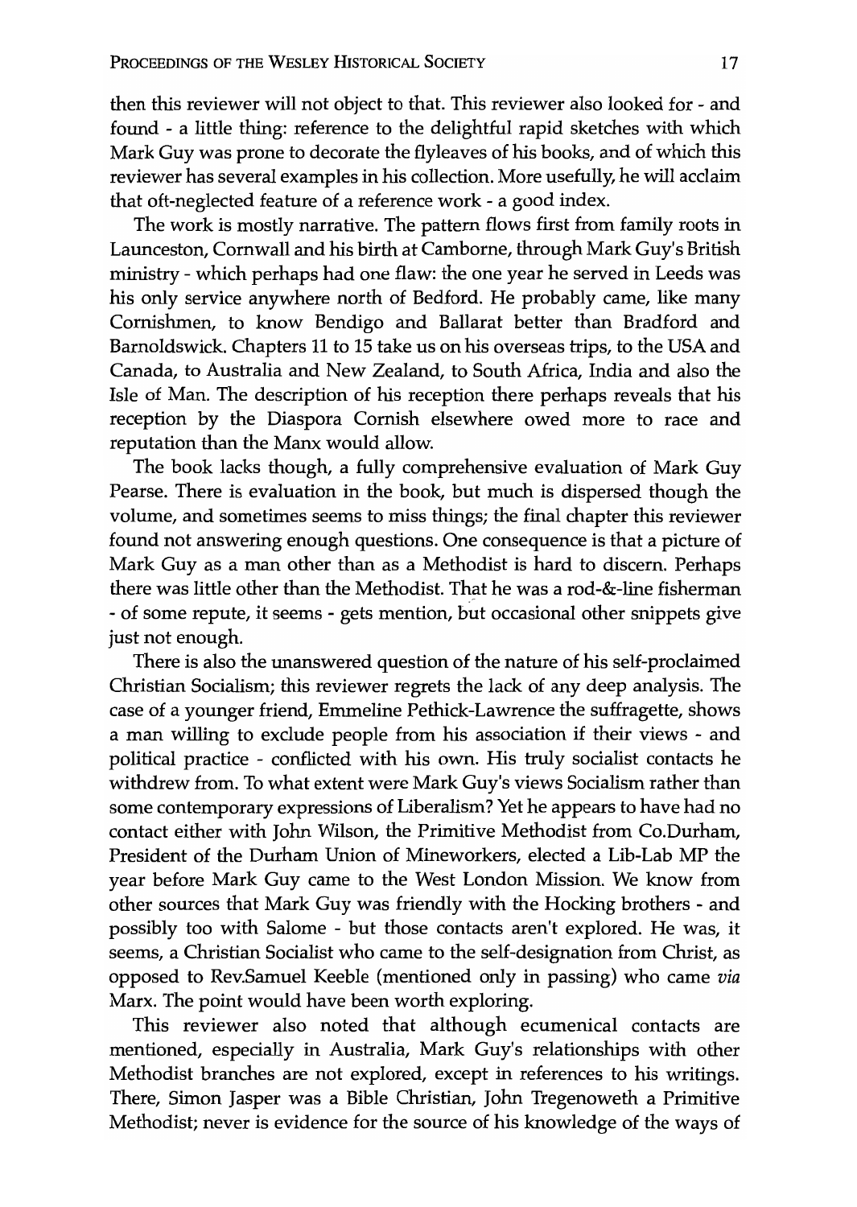then this reviewer will not object to that. This reviewer also looked for - and found - a little thing: reference to the delightful rapid sketches with which Mark Guy was prone to decorate the flyleaves of his books, and of which this reviewer has several examples in his collection. More usefully, he will acclaim that oft-neglected feature of a reference work - a good index.

The work is mostly narrative. The pattern flows first from family roots in Launceston, Cornwall and his birth at Camborne, through Mark Guy's British ministry - which perhaps had one flaw: the one year he served in Leeds was his only service anywhere north of Bedford. He probably came, like many Cornishmen, to know Bendigo and Ballarat better than Bradford and Barnoldswick. Chapters 11 to 15 take us on his overseas trips, to the USA and Canada, to Australia and New Zealand, to South Africa, India and also the Isle of Man. The description of his reception there perhaps reveals that his reception by the Diaspora Cornish elsewhere owed more to race and reputation than the Manx would allow.

The book lacks though, a fully comprehensive evaluation of Mark Guy Pearse. There is evaluation in the book, but much is dispersed though the volume, and sometimes seems to miss things; the final chapter this reviewer found not answering enough questions. One consequence is that a picture of Mark Guy as a man other than as a Methodist is hard to discern. Perhaps there was little other than the Methodist. That he was a rod-&-line fisherman - of some repute, it seems - gets mention, but occasional other snippets give just not enough.

There is also the unanswered question of the nature of his self-proclaimed Christian Socialism; this reviewer regrets the lack of any deep analysis. The case of a younger friend, Emmeline Pethick-Lawrence the suffragette, shows a man willing to exclude people from his association if their views - and political practice - conflicted with his own. His truly socialist contacts he withdrew from. To what extent were Mark Guy's views Socialism rather than some contemporary expressions of Liberalism? Yet he appears to have had no contact either with John Wilson, the Primitive Methodist from Co.Durham, President of the Durham Union of Mineworkers, elected a Lib-Lab MP the year before Mark Guy came to the West London Mission. We know from other sources that Mark Guy was friendly with the Hocking brothers - and possibly too with Salome - but those contacts aren't explored. He was, it seems, a Christian Socialist who came to the self-designation from Christ, as opposed to Rev.Samuel Keeble (mentioned only in passing) who came *via* Marx. The point would have been worth exploring.

This reviewer also noted that although ecumenical contacts are mentioned, especially in Australia, Mark Guy's relationships with other Methodist branches are not explored, except in references to his writings. There, Simon Jasper was a Bible Christian, John Tregenoweth a Primitive Methodist; never is evidence for the source of his knowledge of the ways of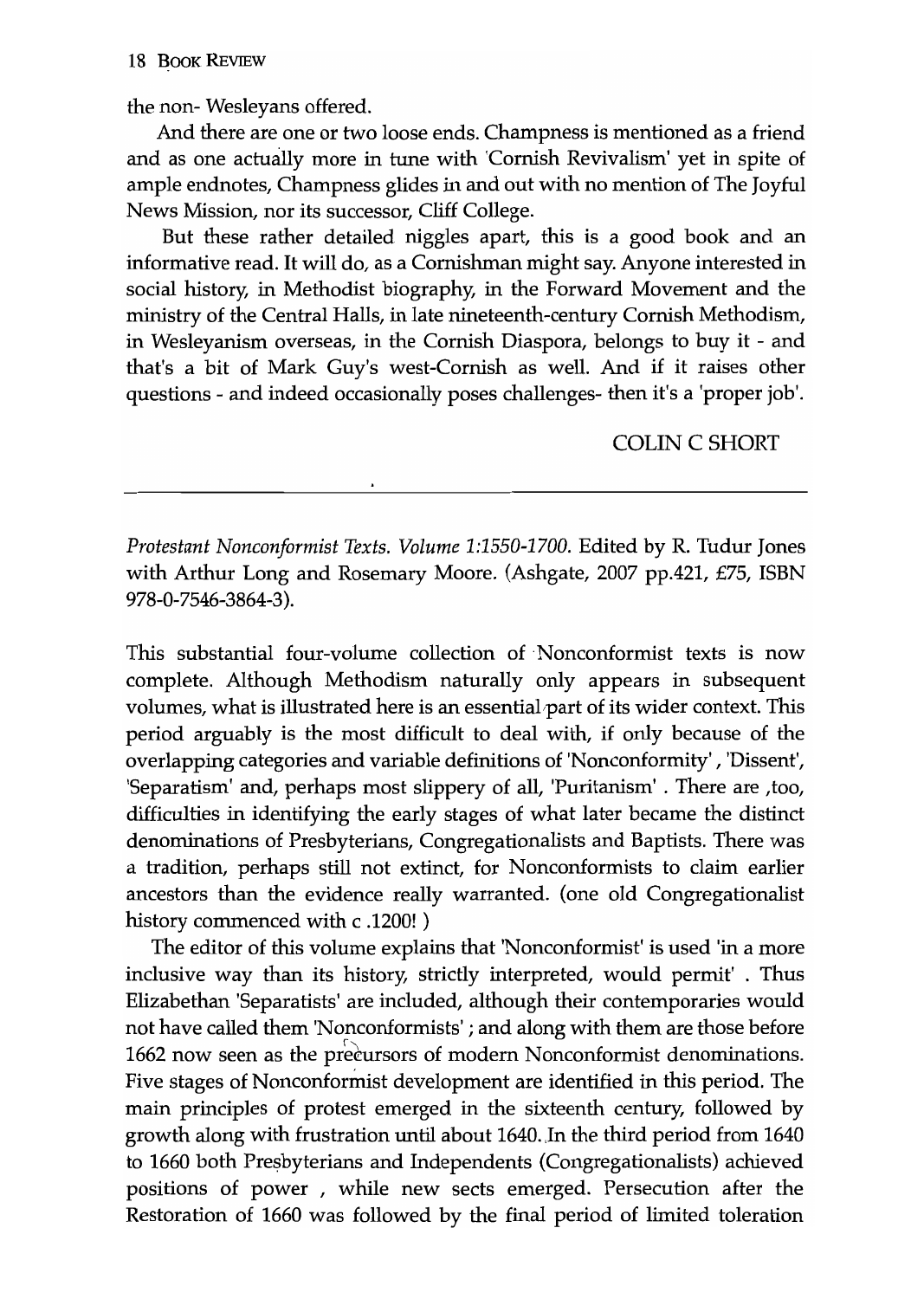the non- Wesleyans offered.

And there are one or two loose ends. Champness is mentioned as a friend and as one actually more in tune with 'Cornish Revivalism' yet in spite of ample endnotes, Champness glides in and out with no mention of The Joyful News Mission, nor its successor, Cliff College.

But these rather detailed niggles apart, this is a good book and an informative read. It will do, as a Cornishman might say. Anyone interested in social history, in Methodist biography, in the Forward Movement and the ministry of the Central Halls, in late nineteenth-century Cornish Methodism, in Wesleyanism overseas, in the Cornish Diaspora, belongs to buy it - and that's a bit of Mark Guy's west-Cornish as well. And if it raises other questions - and indeed occasionally poses challenges- then it's a 'proper job'.

COLIN C SHORT

---

*Protestant Nonconformist Texts. Volume 1:1550-1700.* Edited by R. Tudur Jones with Arthur Long and Rosemary Moore. (Ashgate, 2007 pp.421, £75, ISBN 978-0-7546-3864-3).

This substantial four-volume collection of Nonconformist texts is now complete. Although Methodism naturally only appears in subsequent volumes, what is illustrated here is an essential part of its wider context. This period arguably is the most difficult to deal with, if only because of the overlapping categories and variable definitions of 'Nonconformity', 'Dissent', 'Separatism' and, perhaps most slippery of all, 'Puritanism'. There are ,too, difficulties in identifying the early stages of what later became the distinct denominations of Presbyterians, Congregationalists and Baptists. There was a tradition, perhaps still not extinct, for Nonconformists to claim earlier ancestors than the evidence really warranted. (one old Congregationalist history commenced with c .1200! )

The editor of this volume explains that 'Nonconformist' is used 'in a more inclusive way than its history, strictly interpreted, would permit'. Thus Elizabethan 'Separatists' are included, although their contemporaries would not have called them 'Nonconformists' ; and along with them are those before 1662 now seen as the precursors of modern Nonconformist denominations. Five stages of Nonconformist development are identified in this period. The main principles of protest emerged in the sixteenth century, followed by growth along with frustration until about 1640. In the third period from 1640 to 1660 both Presbyterians and Independents (Congregationalists) achieved positions of power , while new sects emerged. Persecution after the Restoration of 1660 was followed by the final period of limited toleration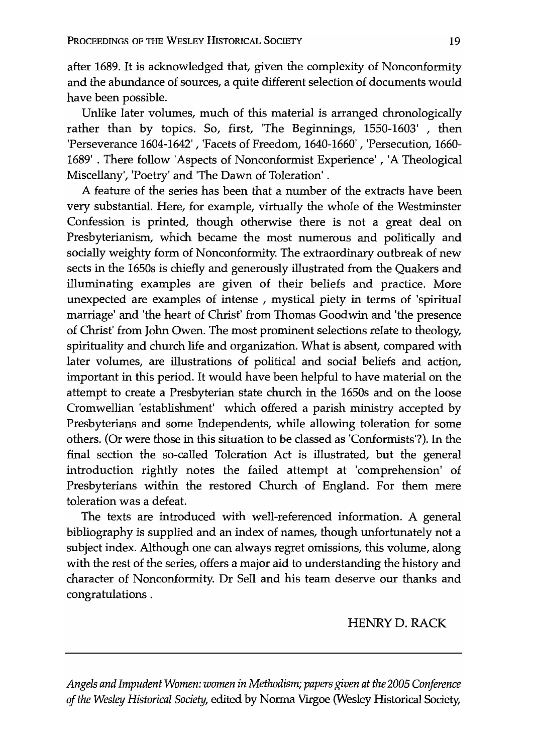after 1689. It is acknowledged that, given the complexity of Nonconformity and the abundance of sources, a quite different selection of documents would have been possible.

Unlike later volumes, much of this material is arranged chronologically rather than by topics. So, first, 'The Beginnings, 1550-1603' , then 'Perseverance 1604-1642' , 'Facets of Freedom, 1640-1660' , 'Persecution, 1660-1689' . There follow 'Aspects of Nonconformist Experience' , 'A Theological Miscellany', 'Poetry' and 'The Dawn of Toleration' .

A feature of the series has been that a number of the extracts have been very substantial. Here, for example, virtually the whole of the Westminster Confession is printed, though otherwise there is not a great deal on Presbyterianism, which became the most numerous and politically and socially weighty form of Nonconformity. The extraordinary outbreak of new sects in the 1650s is chiefly and generously illustrated from the Quakers and illuminating examples are given of their beliefs and practice. More unexpected are examples of intense , mystical piety in terms of 'spiritual marriage' and 'the heart of Christ' from Thomas Goodwin and 'the presence of Christ' from John Owen. The most prominent selections relate to theology, spirituality and church life and organization. What is absent, compared with later volumes, are illustrations of political and social beliefs and action, important in this period. It would have been helpful to have material on the attempt to create a Presbyterian state church in the 1650s and on the loose Cromwellian 'establishment' which offered a parish ministry accepted by Presbyterians and some Independents, while allowing toleration for some others. (Or were those in this situation to be classed as 'Conformists'?). In the final section the so-called Toleration Act is illustrated, but the general introduction rightly notes the failed attempt at 'comprehension' of Presbyterians within the restored Church of England. For them mere toleration was a defeat.

The texts are introduced with well-referenced information. A general bibliography is supplied and an index of names, though unfortunately not a subject index. Although one can always regret omissions, this volume, along with the rest of the series, offers a major aid to understanding the history and character of Nonconformity. Dr Sell and his team deserve our thanks and congratulations .

HENRY D. RACK

---

*Angels and Impudent Women: women in Methodism; papers given at the 2005 Conference of the Wesley Historical Society*, edited by Norma Virgoe (Wesley Historical Society,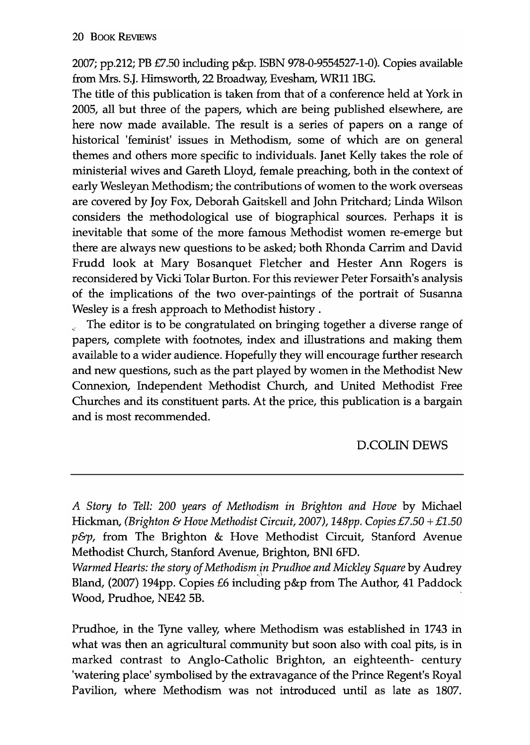2007; pp.212; PB £7.50 including p&p. ISBN 978-0-9554527-1-0). Copies available from Mrs. S.J. Himsworth, 22 Broadway, Evesham, WR11 1BG.

The title of this publication is taken from that of a conference held at York in 2005, all but three of the papers, which are being published elsewhere, are here now made available. The result is a series of papers on a range of historical 'feminist' issues in Methodism, some of which are on general themes and others more specific to individuals. Janet Kelly takes the role of ministerial wives and Gareth Lloyd, female preaching, both in the context of early Wesleyan Methodism; the contributions of women to the work overseas are covered by Joy Fox, Deborah Gaitskell and John Pritchard; Linda Wilson considers the methodological use of biographical sources. Perhaps it is inevitable that some of the more famous Methodist women re-emerge but there are always new questions to be asked; both Rhonda Carrim and David Frudd look at Mary Bosanquet Fletcher and Hester Ann Rogers is reconsidered by Vicki Tolar Burton. For this reviewer Peter Forsaith's analysis of the implications of the two over-paintings of the portrait of Susanna Wesley is a fresh approach to Methodist history .

The editor is to be congratulated on bringing together a diverse range of papers, complete with footnotes, index and illustrations and making them available to a wider audience. Hopefully they will encourage further research and new questions, such as the part played by women in the Methodist New Connexion, Independent Methodist Church, and United Methodist Free Churches and its constituent parts. At the price, this publication is a bargain and is most recommended.

D.COLIN DEWS

---

*A Story to Tell: 200 years of Methodism in Brighton and Hove* by Michael Hickman, *(Brighton & Hove Methodist Circuit, 2007), 148pp. Copies £7.50 + £1.50 p&p,* from The Brighton & Hove Methodist Circuit, Stanford Avenue Methodist Church, Stanford Avenue, Brighton, BN1 6FD.

*Warmed Hearts: the story of Methodism in Prudhoe and Mickley Square* by Audrey Bland, (2007) 194pp. Copies £6 including p&p from The Author, 41 Paddock Wood, Prudhoe, NE42 5B.

Prudhoe, in the Tyne valley, where Methodism was established in 1743 in what was then an agricultural community but soon also with coal pits, is in marked contrast to Anglo-Catholic Brighton, an eighteenth- century 'watering place' symbolised by the extravagance of the Prince Regent's Royal Pavilion, where Methodism was not introduced until as late as 1807.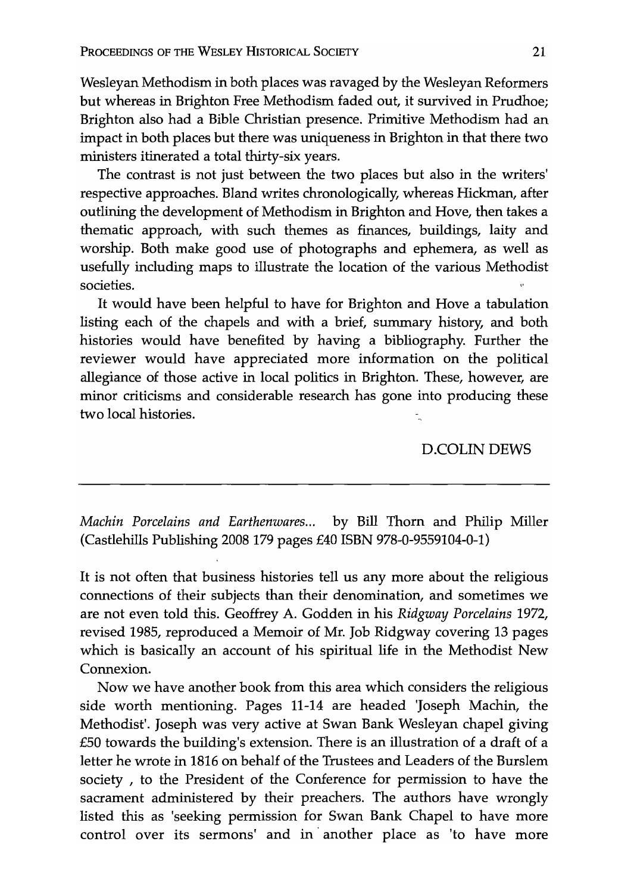Wesleyan Methodism in both places was ravaged by the Wesleyan Reformers but whereas in Brighton Free Methodism faded out, it survived in Prudhoe; Brighton also had a Bible Christian presence. Primitive Methodism had an impact in both places but there was uniqueness in Brighton in that there two ministers itinerated a total thirty-six years.

The contrast is not just between the two places but also in the writers' respective approaches. Bland writes chronologically, whereas Hickman, after outlining the development of Methodism in Brighton and Hove, then takes a thematic approach, with such themes as finances, buildings, laity and worship. Both make good use of photographs and ephemera, as well as usefully including maps to illustrate the location of the various Methodist societies.

It would have been helpful to have for Brighton and Hove a tabulation listing each of the chapels and with a brief, summary history, and both histories would have benefited by having a bibliography. Further the reviewer would have appreciated more information on the political allegiance of those active in local politics in Brighton. These, however, are minor criticisms and considerable research has gone into producing these two local histories.

D.COLIN DEWS

---

*Machin Porcelains and Earthenwares...* by Bill Thorn and Philip Miller (Castlehills Publishing 2008 179 pages £40 ISBN 978-0-9559104-0-1)

It is not often that business histories tell us any more about the religious connections of their subjects than their denomination, and sometimes we are not even told this. Geoffrey A. Godden in his *Ridgway Porcelains* 1972, revised 1985, reproduced a Memoir of Mr. Job Ridgway covering 13 pages which is basically an account of his spiritual life in the Methodist New Connexion.

Now we have another book from this area which considers the religious side worth mentioning. Pages 11-14 are headed 'Joseph Machin, the Methodist'. Joseph was very active at Swan Bank Wesleyan chapel giving £50 towards the building's extension. There is an illustration of a draft of a letter he wrote in 1816 on behalf of the Trustees and Leaders of the Burslem society , to the President of the Conference for permission to have the sacrament administered by their preachers. The authors have wrongly listed this as 'seeking permission for Swan Bank Chapel to have more control over its sermons' and in another place as 'to have more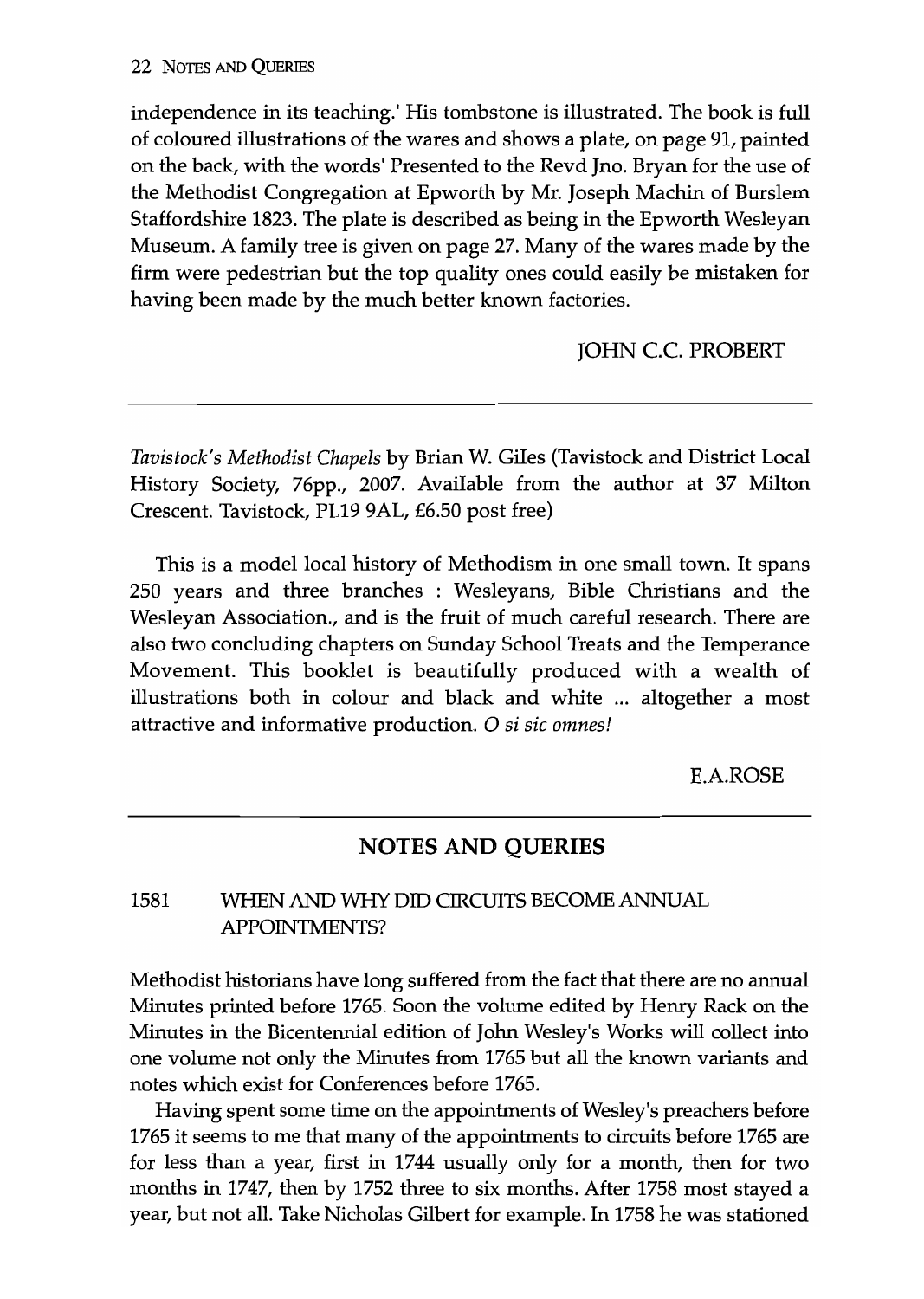independence in its teaching.' His tombstone is illustrated. The book is full of coloured illustrations of the wares and shows a plate, on page 91, painted on the back, with the words' Presented to the Revd Jno. Bryan for the use of the Methodist Congregation at Epworth by Mr. Joseph Machin of Burslem Staffordshire 1823. The plate is described as being in the Epworth Wesleyan Museum. A family tree is given on page 27. Many of the wares made by the firm were pedestrian but the top quality ones could easily be mistaken for having been made by the much better known factories.

JOHN C.C. PROBERT

---

*Tavistock's Methodist Chapels* by Brian W. Giles (Tavistock and District Local History Society, 76pp., 2007. Available from the author at 37 Milton Crescent. Tavistock, PL19 9AL, £6.50 post free)

This is a model local history of Methodism in one small town. It spans 250 years and three branches : Wesleyans, Bible Christians and the Wesleyan Association., and is the fruit of much careful research. There are also two concluding chapters on Sunday School Treats and the Temperance Movement. This booklet is beautifully produced with a wealth of illustrations both in colour and black and white ... altogether a most attractive and informative production. *O si sic omnes!*

E.A.ROSE

---

## NOTES AND QUERIES

### 1581 WHEN AND WHY DID CIRCUITS BECOME ANNUAL APPOINTMENTS?

Methodist historians have long suffered from the fact that there are no annual Minutes printed before 1765. Soon the volume edited by Henry Rack on the Minutes in the Bicentennial edition of John Wesley's Works will collect into one volume not only the Minutes from 1765 but all the known variants and notes which exist for Conferences before 1765.

Having spent some time on the appointments of Wesley's preachers before 1765 it seems to me that many of the appointments to circuits before 1765 are for less than a year, first in 1744 usually only for a month, then for two months in 1747, then by 1752 three to six months. After 1758 most stayed a year, but not all. Take Nicholas Gilbert for example. In 1758 he was stationed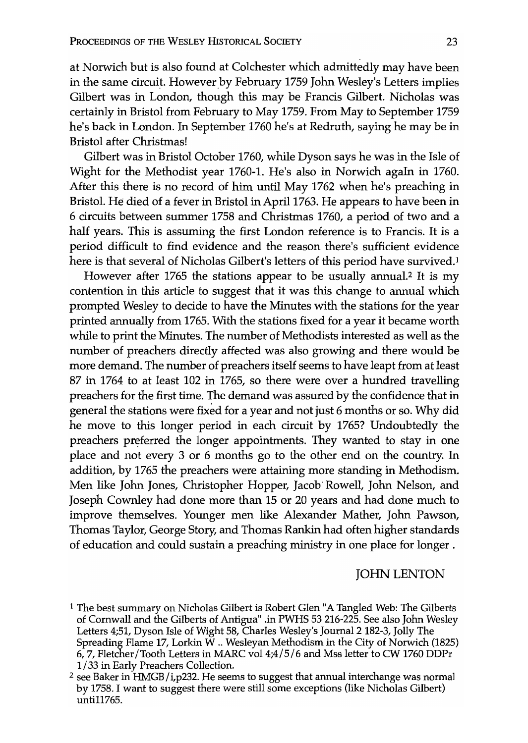at Norwich but is also found at Colchester which admittedly may have been in the same circuit. However by February 1759 John Wesley's Letters implies Gilbert was in London, though this may be Francis Gilbert. Nicholas was certainly in Bristol from February to May 1759. From May to September 1759 he's back in London. In September 1760 he's at Redruth, saying he may be in Bristol after Christmas!

Gilbert was in Bristol October 1760, while Dyson says he was in the Isle of Wight for the Methodist year 1760-1. He's also in Norwich agaIn in 1760. After this there is no record of him until May 1762 when he's preaching in Bristol. He died of a fever in Bristol in April 1763. He appears to have been in 6 circuits between summer 1758 and Christmas 1760, a period of two and a half years. This is assuming the first London reference is to Francis. It is a period difficult to find evidence and the reason there's sufficient evidence here is that several of Nicholas Gilbert's letters of this period have survived.[1]

However after 1765 the stations appear to be usually annual.[2] It is my contention in this article to suggest that it was this change to annual which prompted Wesley to decide to have the Minutes with the stations for the year printed annually from 1765. With the stations fixed for a year it became worth while to print the Minutes. The number of Methodists interested as well as the number of preachers directly affected was also growing and there would be more demand. The number of preachers itself seems to have leapt from at least 87 in 1764 to at least 102 in 1765, so there were over a hundred travelling preachers for the first time. The demand was assured by the confidence that in general the stations were fixed for a year and not just 6 months or so. Why did he move to this longer period in each circuit by 1765? Undoubtedly the preachers preferred the longer appointments. They wanted to stay in one place and not every 3 or 6 months go to the other end on the country. In addition, by 1765 the preachers were attaining more standing in Methodism. Men like John Jones, Christopher Hopper, Jacob Rowell, John Nelson, and Joseph Cownley had done more than 15 or 20 years and had done much to improve themselves. Younger men like Alexander Mather, John Pawson, Thomas Taylor, George Story, and Thomas Rankin had often higher standards of education and could sustain a preaching ministry in one place for longer .

JOHN LENTON

[1] The best summary on Nicholas Gilbert is Robert Glen "A Tangled Web: The Gilberts of Cornwall and the Gilberts of Antigua" .in PWHS 53 216-225. See also John Wesley Letters 4;51, Dyson Isle of Wight 58, Charles Wesley's Journal 2 182-3, Jolly The Spreading Flame 17, Lorkin W .. Wesleyan Methodism in the City of Norwich (1825) 6, 7, Fletcher/Tooth Letters in MARC vol 4;4/5/6 and Mss letter to CW 1760 DDPr 1/33 in Early Preachers Collection.

[2] see Baker in HMGB/i,p232. He seems to suggest that annual interchange was normal by 1758. I want to suggest there were still some exceptions (like Nicholas Gilbert) untill765.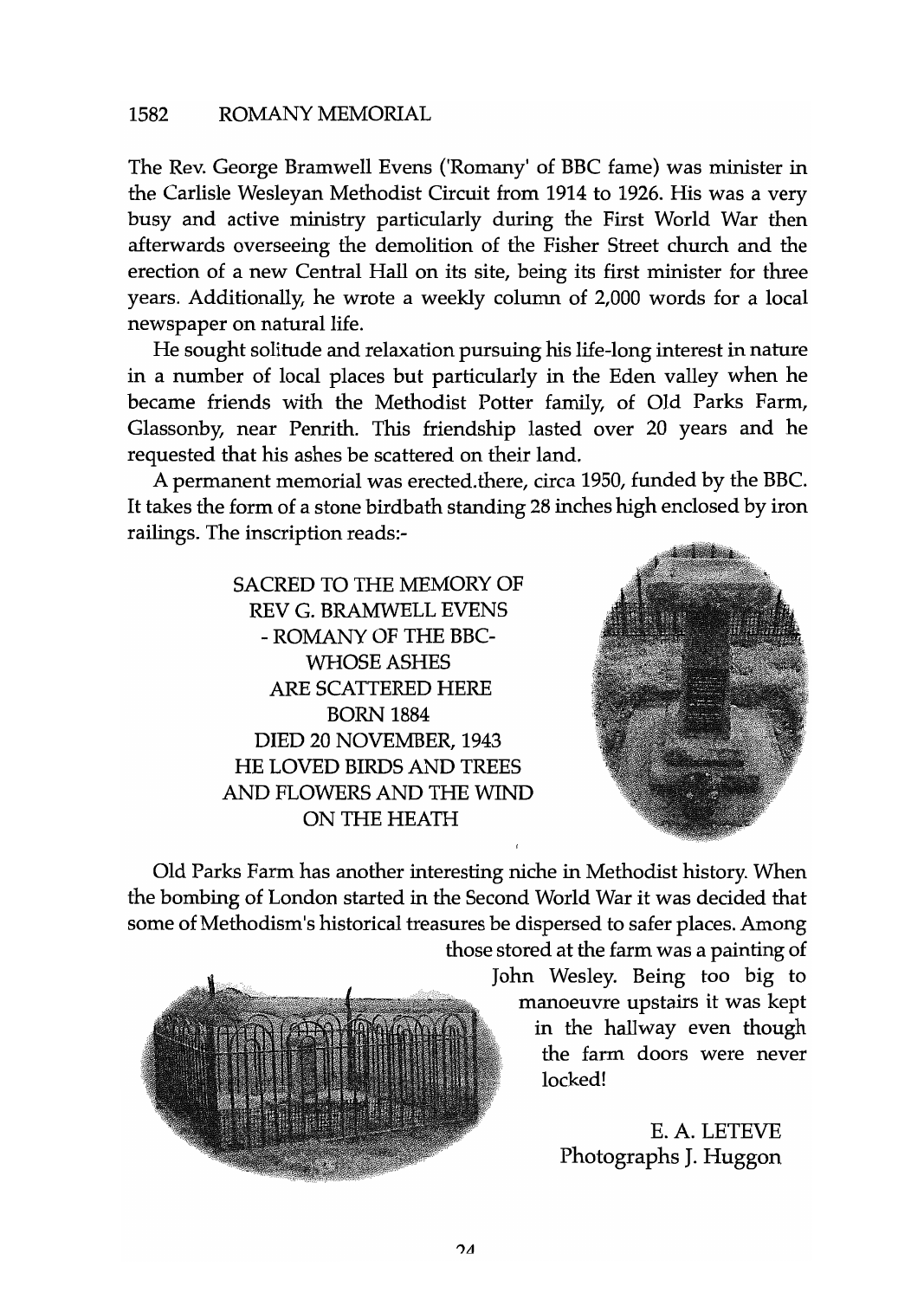## 1582 ROMANY MEMORIAL

The Rev. George Bramwell Evens ('Romany' of BBC fame) was minister in the Carlisle Wesleyan Methodist Circuit from 1914 to 1926. His was a very busy and active ministry particularly during the First World War then afterwards overseeing the demolition of the Fisher Street church and the erection of a new Central Hall on its site, being its first minister for three years. Additionally, he wrote a weekly column of 2,000 words for a local newspaper on natural life.

He sought solitude and relaxation pursuing his life-long interest in nature in a number of local places but particularly in the Eden valley when he became friends with the Methodist Potter family, of Old Parks Farm, Glassonby, near Penrith. This friendship lasted over 20 years and he requested that his ashes be scattered on their land.

A permanent memorial was erected.there, circa 1950, funded by the BBC. It takes the form of a stone birdbath standing 28 inches high enclosed by iron railings. The inscription reads:-

SACRED TO THE MEMORY OF
REV G. BRAMWELL EVENS
- ROMANY OF THE BBC-
WHOSE ASHES
ARE SCATTERED HERE
BORN 1884
DIED 20 NOVEMBER, 1943
HE LOVED BIRDS AND TREES
AND FLOWERS AND THE WIND
ON THE HEATH

Old Parks Farm has another interesting niche in Methodist history. When the bombing of London started in the Second World War it was decided that some of Methodism's historical treasures be dispersed to safer places. Among those stored at the farm was a painting of John Wesley. Being too big to manoeuvre upstairs it was kept in the hallway even though the farm doors were never locked!

E. A. LETEVE
Photographs J. Huggon